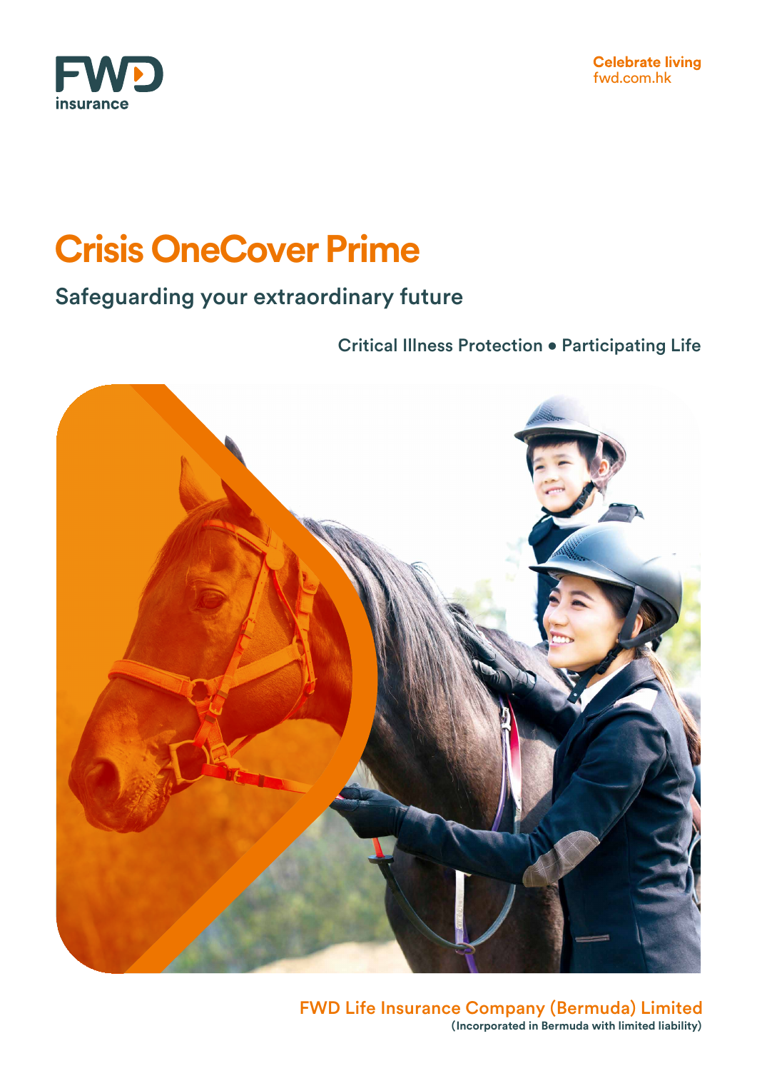FWD insurance

Celebrate living
fwd.com.hk

# Crisis OneCover Prime

## Safeguarding your extraordinary future

Critical Illness Protection • Participating Life

FWD Life Insurance Company (Bermuda) Limited
(Incorporated in Bermuda with limited liability)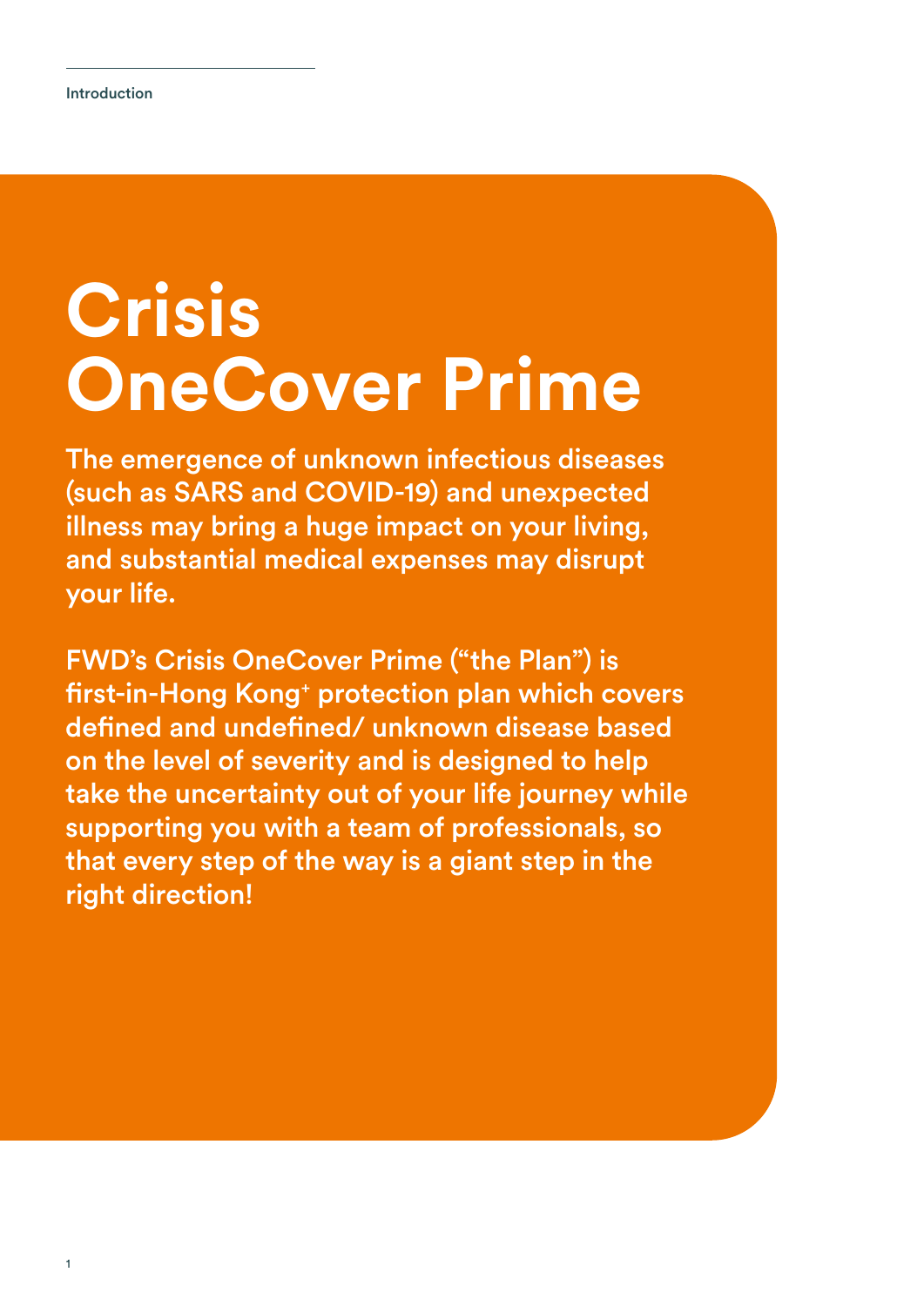Introduction

# Crisis OneCover Prime

The emergence of unknown infectious diseases (such as SARS and COVID-19) and unexpected illness may bring a huge impact on your living, and substantial medical expenses may disrupt your life.

FWD's Crisis OneCover Prime ("the Plan") is first-in-Hong Kong+ protection plan which covers defined and undefined/ unknown disease based on the level of severity and is designed to help take the uncertainty out of your life journey while supporting you with a team of professionals, so that every step of the way is a giant step in the right direction!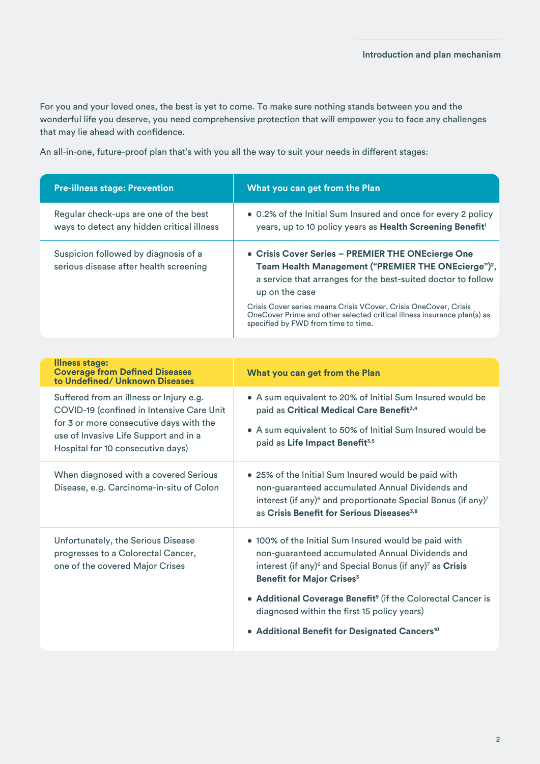For you and your loved ones, the best is yet to come. To make sure nothing stands between you and the wonderful life you deserve, you need comprehensive protection that will empower you to face any challenges that may lie ahead with confidence.

An all-in-one, future-proof plan that's with you all the way to suit your needs in different stages:

| Pre-illness stage: Prevention | What you can get from the Plan |
|---|---|
| Regular check-ups are one of the best ways to detect any hidden critical illness | • 0.2% of the Initial Sum Insured and once for every 2 policy years, up to 10 policy years as **Health Screening Benefit**[1] |
| Suspicion followed by diagnosis of a serious disease after health screening | • **Crisis Cover Series – PREMIER THE ONEcierge One Team Health Management ("PREMIER THE ONEcierge")**[2], a service that arranges for the best-suited doctor to follow up on the case<br><br>Crisis Cover series means Crisis VCover, Crisis OneCover, Crisis OneCover Prime and other selected critical illness insurance plan(s) as specified by FWD from time to time. |

| Illness stage: Coverage from Defined Diseases to Undefined/ Unknown Diseases | What you can get from the Plan |
|---|---|
| Suffered from an illness or Injury e.g. COVID-19 (confined in Intensive Care Unit for 3 or more consecutive days with the use of Invasive Life Support and in a Hospital for 10 consecutive days) | • A sum equivalent to 20% of Initial Sum Insured would be paid as **Critical Medical Care Benefit**[3,4]<br><br>• A sum equivalent to 50% of Initial Sum Insured would be paid as **Life Impact Benefit**[3,5] |
| When diagnosed with a covered Serious Disease, e.g. Carcinoma-in-situ of Colon | • 25% of the Initial Sum Insured would be paid with non-guaranteed accumulated Annual Dividends and interest (if any)[6] and proportionate Special Bonus (if any)[7] as **Crisis Benefit for Serious Diseases**[3,8] |
| Unfortunately, the Serious Disease progresses to a Colorectal Cancer, one of the covered Major Crises | • 100% of the Initial Sum Insured would be paid with non-guaranteed accumulated Annual Dividends and interest (if any)[6] and Special Bonus (if any)[7] as **Crisis Benefit for Major Crises**[3]<br><br>• **Additional Coverage Benefit**[9] (if the Colorectal Cancer is diagnosed within the first 15 policy years)<br><br>• **Additional Benefit for Designated Cancers**[10] |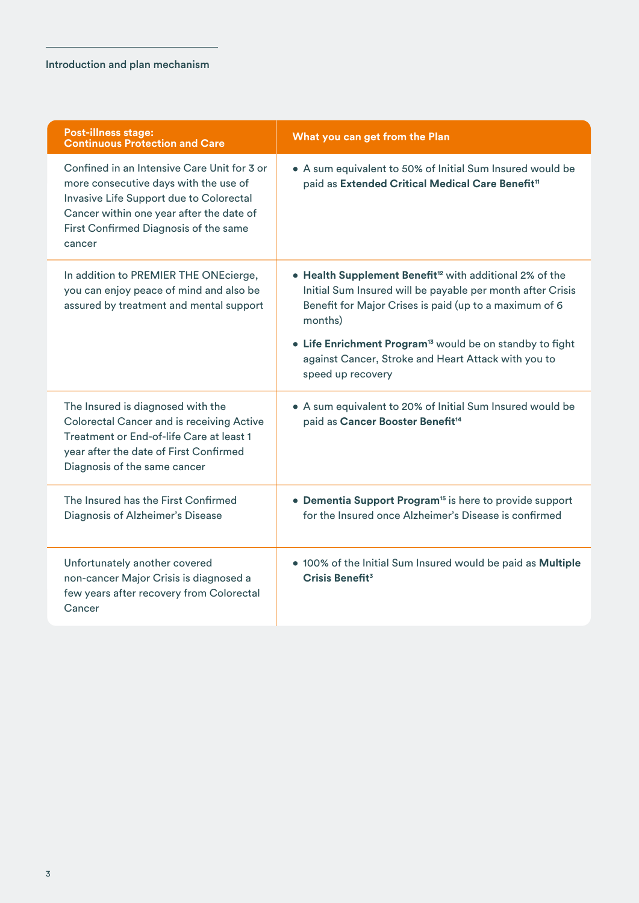Introduction and plan mechanism

| Post-illness stage: Continuous Protection and Care | What you can get from the Plan |
|---|---|
| Confined in an Intensive Care Unit for 3 or more consecutive days with the use of Invasive Life Support due to Colorectal Cancer within one year after the date of First Confirmed Diagnosis of the same cancer | • A sum equivalent to 50% of Initial Sum Insured would be paid as **Extended Critical Medical Care Benefit**[11] |
| In addition to PREMIER THE ONEcierge, you can enjoy peace of mind and also be assured by treatment and mental support | • **Health Supplement Benefit**[12] with additional 2% of the Initial Sum Insured will be payable per month after Crisis Benefit for Major Crises is paid (up to a maximum of 6 months)<br>• **Life Enrichment Program**[13] would be on standby to fight against Cancer, Stroke and Heart Attack with you to speed up recovery |
| The Insured is diagnosed with the Colorectal Cancer and is receiving Active Treatment or End-of-life Care at least 1 year after the date of First Confirmed Diagnosis of the same cancer | • A sum equivalent to 20% of Initial Sum Insured would be paid as **Cancer Booster Benefit**[14] |
| The Insured has the First Confirmed Diagnosis of Alzheimer's Disease | • **Dementia Support Program**[15] is here to provide support for the Insured once Alzheimer's Disease is confirmed |
| Unfortunately another covered non-cancer Major Crisis is diagnosed a few years after recovery from Colorectal Cancer | • 100% of the Initial Sum Insured would be paid as **Multiple Crisis Benefit**[3] |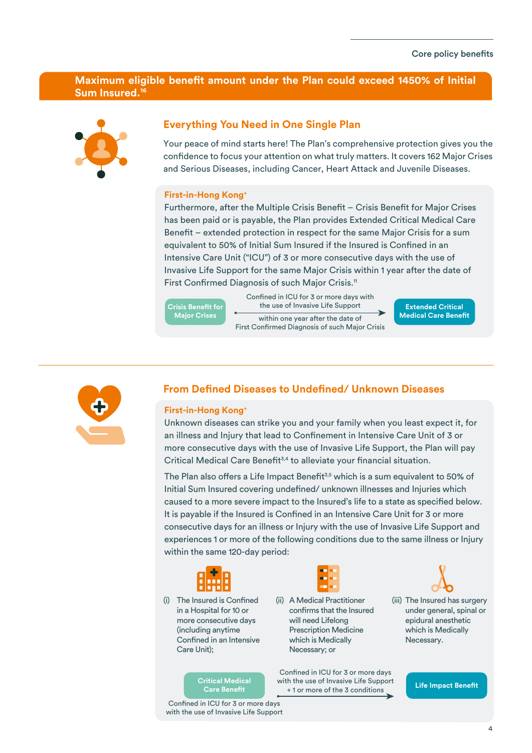**Maximum eligible benefit amount under the Plan could exceed 1450% of Initial Sum Insured.[16]**

## Everything You Need in One Single Plan

Your peace of mind starts here! The Plan's comprehensive protection gives you the confidence to focus your attention on what truly matters. It covers 162 Major Crises and Serious Diseases, including Cancer, Heart Attack and Juvenile Diseases.

**First-in-Hong Kong[+]**

Furthermore, after the Multiple Crisis Benefit – Crisis Benefit for Major Crises has been paid or is payable, the Plan provides Extended Critical Medical Care Benefit – extended protection in respect for the same Major Crisis for a sum equivalent to 50% of Initial Sum Insured if the Insured is Confined in an Intensive Care Unit ("ICU") of 3 or more consecutive days with the use of Invasive Life Support for the same Major Crisis within 1 year after the date of First Confirmed Diagnosis of such Major Crisis.[11]

Crisis Benefit for Major Crises → Confined in ICU for 3 or more days with the use of Invasive Life Support within one year after the date of First Confirmed Diagnosis of such Major Crisis → Extended Critical Medical Care Benefit

## From Defined Diseases to Undefined/ Unknown Diseases

**First-in-Hong Kong[+]**

Unknown diseases can strike you and your family when you least expect it, for an illness and Injury that lead to Confinement in Intensive Care Unit of 3 or more consecutive days with the use of Invasive Life Support, the Plan will pay Critical Medical Care Benefit[3,4] to alleviate your financial situation.

The Plan also offers a Life Impact Benefit[3,5] which is a sum equivalent to 50% of Initial Sum Insured covering undefined/ unknown illnesses and Injuries which caused to a more severe impact to the Insured's life to a state as specified below. It is payable if the Insured is Confined in an Intensive Care Unit for 3 or more consecutive days for an illness or Injury with the use of Invasive Life Support and experiences 1 or more of the following conditions due to the same illness or Injury within the same 120-day period:

(i) The Insured is Confined in a Hospital for 10 or more consecutive days (including anytime Confined in an Intensive Care Unit);

(ii) A Medical Practitioner confirms that the Insured will need Lifelong Prescription Medicine which is Medically Necessary; or

(iii) The Insured has surgery under general, spinal or epidural anesthetic which is Medically Necessary.

Critical Medical Care Benefit (Confined in ICU for 3 or more days with the use of Invasive Life Support) → Confined in ICU for 3 or more days with the use of Invasive Life Support + 1 or more of the 3 conditions → Life Impact Benefit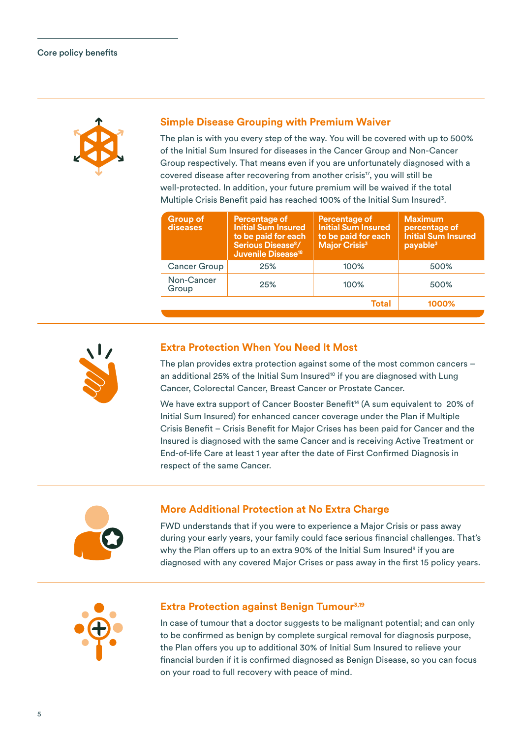Core policy benefits

## Simple Disease Grouping with Premium Waiver

The plan is with you every step of the way. You will be covered with up to 500% of the Initial Sum Insured for diseases in the Cancer Group and Non-Cancer Group respectively. That means even if you are unfortunately diagnosed with a covered disease after recovering from another crisis[17], you will still be well-protected. In addition, your future premium will be waived if the total Multiple Crisis Benefit paid has reached 100% of the Initial Sum Insured[3].

| Group of diseases | Percentage of Initial Sum Insured to be paid for each Serious Disease[8]/ Juvenile Disease[18] | Percentage of Initial Sum Insured to be paid for each Major Crisis[3] | Maximum percentage of Initial Sum Insured payable[3] |
|---|---|---|---|
| Cancer Group | 25% | 100% | 500% |
| Non-Cancer Group | 25% | 100% | 500% |
| | | **Total** | **1000%** |

## Extra Protection When You Need It Most

The plan provides extra protection against some of the most common cancers – an additional 25% of the Initial Sum Insured[10] if you are diagnosed with Lung Cancer, Colorectal Cancer, Breast Cancer or Prostate Cancer.

We have extra support of Cancer Booster Benefit[14] (A sum equivalent to 20% of Initial Sum Insured) for enhanced cancer coverage under the Plan if Multiple Crisis Benefit – Crisis Benefit for Major Crises has been paid for Cancer and the Insured is diagnosed with the same Cancer and is receiving Active Treatment or End-of-life Care at least 1 year after the date of First Confirmed Diagnosis in respect of the same Cancer.

## More Additional Protection at No Extra Charge

FWD understands that if you were to experience a Major Crisis or pass away during your early years, your family could face serious financial challenges. That's why the Plan offers up to an extra 90% of the Initial Sum Insured[9] if you are diagnosed with any covered Major Crises or pass away in the first 15 policy years.

## Extra Protection against Benign Tumour[3,19]

In case of tumour that a doctor suggests to be malignant potential; and can only to be confirmed as benign by complete surgical removal for diagnosis purpose, the Plan offers you up to additional 30% of Initial Sum Insured to relieve your financial burden if it is confirmed diagnosed as Benign Disease, so you can focus on your road to full recovery with peace of mind.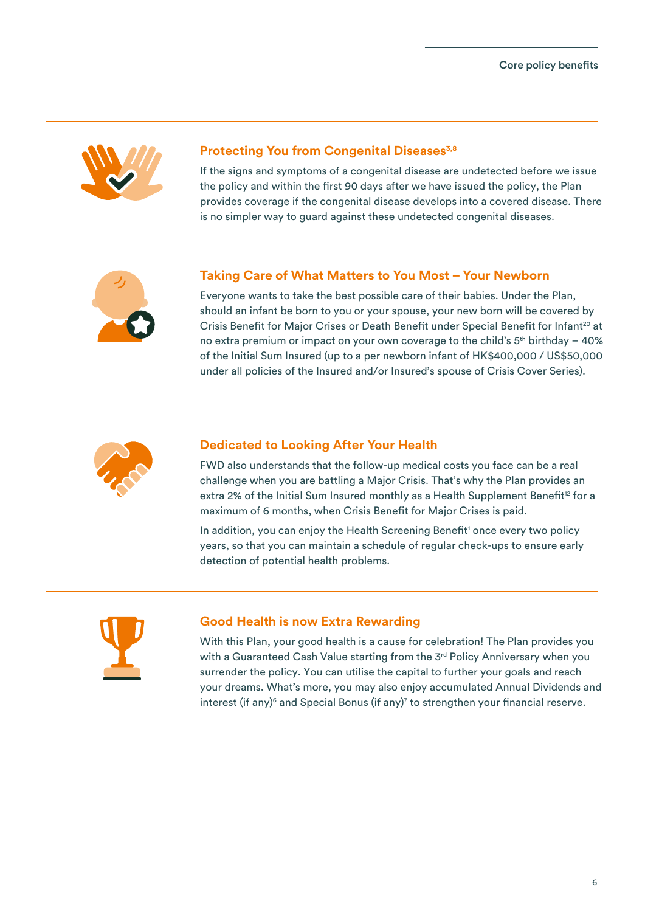## Protecting You from Congenital Diseases[3,8]

If the signs and symptoms of a congenital disease are undetected before we issue the policy and within the first 90 days after we have issued the policy, the Plan provides coverage if the congenital disease develops into a covered disease. There is no simpler way to guard against these undetected congenital diseases.

## Taking Care of What Matters to You Most – Your Newborn

Everyone wants to take the best possible care of their babies. Under the Plan, should an infant be born to you or your spouse, your new born will be covered by Crisis Benefit for Major Crises or Death Benefit under Special Benefit for Infant[20] at no extra premium or impact on your own coverage to the child's 5th birthday – 40% of the Initial Sum Insured (up to a per newborn infant of HK$400,000 / US$50,000 under all policies of the Insured and/or Insured's spouse of Crisis Cover Series).

## Dedicated to Looking After Your Health

FWD also understands that the follow-up medical costs you face can be a real challenge when you are battling a Major Crisis. That's why the Plan provides an extra 2% of the Initial Sum Insured monthly as a Health Supplement Benefit[12] for a maximum of 6 months, when Crisis Benefit for Major Crises is paid.

In addition, you can enjoy the Health Screening Benefit[1] once every two policy years, so that you can maintain a schedule of regular check-ups to ensure early detection of potential health problems.

## Good Health is now Extra Rewarding

With this Plan, your good health is a cause for celebration! The Plan provides you with a Guaranteed Cash Value starting from the 3rd Policy Anniversary when you surrender the policy. You can utilise the capital to further your goals and reach your dreams. What's more, you may also enjoy accumulated Annual Dividends and interest (if any)[6] and Special Bonus (if any)[7] to strengthen your financial reserve.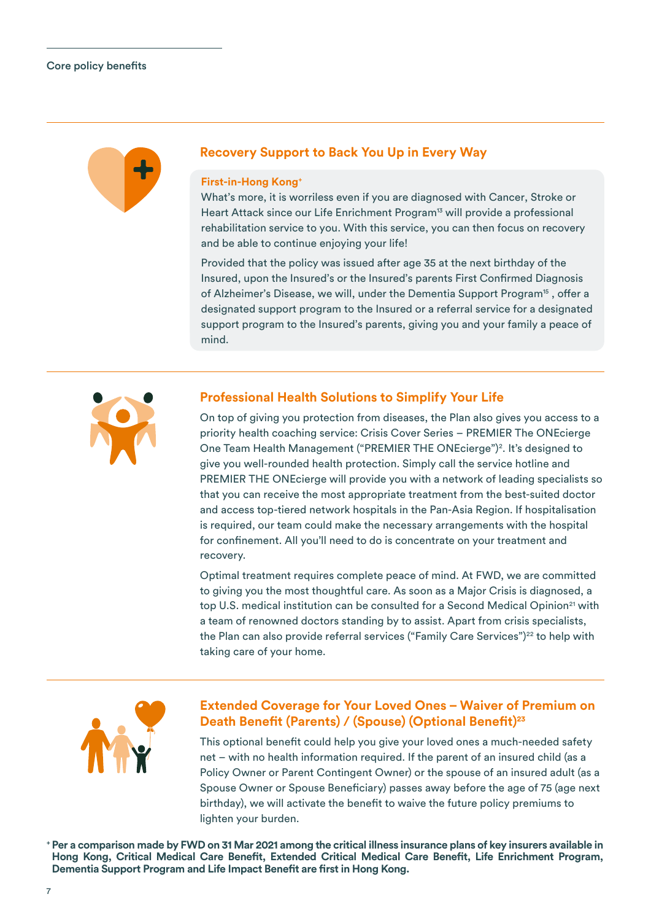Core policy benefits

## Recovery Support to Back You Up in Every Way

**First-in-Hong Kong+**

What's more, it is worriless even if you are diagnosed with Cancer, Stroke or Heart Attack since our Life Enrichment Program[13] will provide a professional rehabilitation service to you. With this service, you can then focus on recovery and be able to continue enjoying your life!

Provided that the policy was issued after age 35 at the next birthday of the Insured, upon the Insured's or the Insured's parents First Confirmed Diagnosis of Alzheimer's Disease, we will, under the Dementia Support Program[15] , offer a designated support program to the Insured or a referral service for a designated support program to the Insured's parents, giving you and your family a peace of mind.

## Professional Health Solutions to Simplify Your Life

On top of giving you protection from diseases, the Plan also gives you access to a priority health coaching service: Crisis Cover Series – PREMIER The ONEcierge One Team Health Management ("PREMIER THE ONEcierge")[2]. It's designed to give you well-rounded health protection. Simply call the service hotline and PREMIER THE ONEcierge will provide you with a network of leading specialists so that you can receive the most appropriate treatment from the best-suited doctor and access top-tiered network hospitals in the Pan-Asia Region. If hospitalisation is required, our team could make the necessary arrangements with the hospital for confinement. All you'll need to do is concentrate on your treatment and recovery.

Optimal treatment requires complete peace of mind. At FWD, we are committed to giving you the most thoughtful care. As soon as a Major Crisis is diagnosed, a top U.S. medical institution can be consulted for a Second Medical Opinion[21] with a team of renowned doctors standing by to assist. Apart from crisis specialists, the Plan can also provide referral services ("Family Care Services")[22] to help with taking care of your home.

## Extended Coverage for Your Loved Ones – Waiver of Premium on Death Benefit (Parents) / (Spouse) (Optional Benefit)[23]

This optional benefit could help you give your loved ones a much-needed safety net – with no health information required. If the parent of an insured child (as a Policy Owner or Parent Contingent Owner) or the spouse of an insured adult (as a Spouse Owner or Spouse Beneficiary) passes away before the age of 75 (age next birthday), we will activate the benefit to waive the future policy premiums to lighten your burden.

**+ Per a comparison made by FWD on 31 Mar 2021 among the critical illness insurance plans of key insurers available in Hong Kong, Critical Medical Care Benefit, Extended Critical Medical Care Benefit, Life Enrichment Program, Dementia Support Program and Life Impact Benefit are first in Hong Kong.**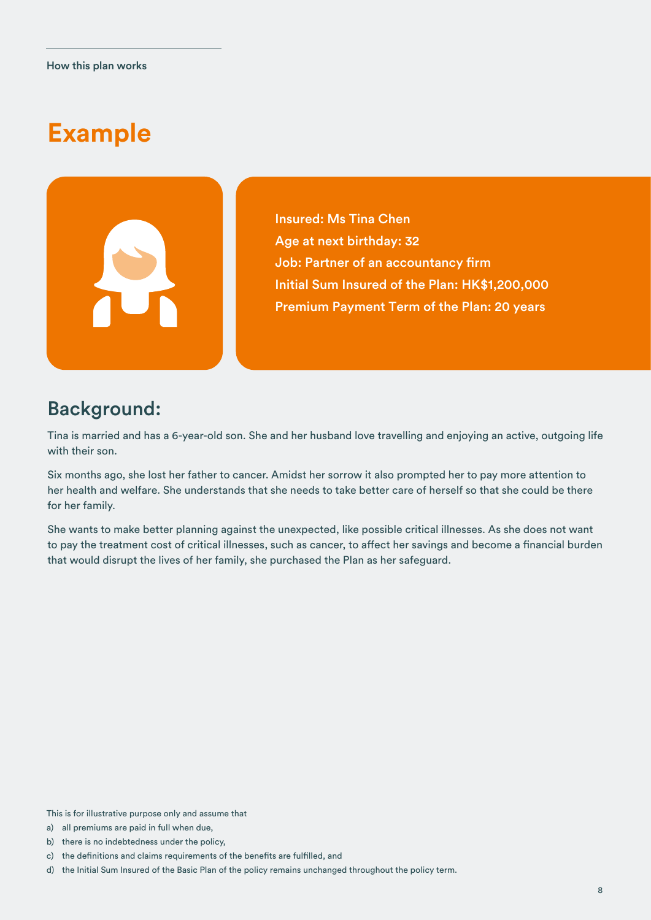How this plan works

# Example

**Insured: Ms Tina Chen**
**Age at next birthday: 32**
**Job: Partner of an accountancy firm**
**Initial Sum Insured of the Plan: HK$1,200,000**
**Premium Payment Term of the Plan: 20 years**

## Background:

Tina is married and has a 6-year-old son. She and her husband love travelling and enjoying an active, outgoing life with their son.

Six months ago, she lost her father to cancer. Amidst her sorrow it also prompted her to pay more attention to her health and welfare. She understands that she needs to take better care of herself so that she could be there for her family.

She wants to make better planning against the unexpected, like possible critical illnesses. As she does not want to pay the treatment cost of critical illnesses, such as cancer, to affect her savings and become a financial burden that would disrupt the lives of her family, she purchased the Plan as her safeguard.

This is for illustrative purpose only and assume that

a) all premiums are paid in full when due,
b) there is no indebtedness under the policy,
c) the definitions and claims requirements of the benefits are fulfilled, and
d) the Initial Sum Insured of the Basic Plan of the policy remains unchanged throughout the policy term.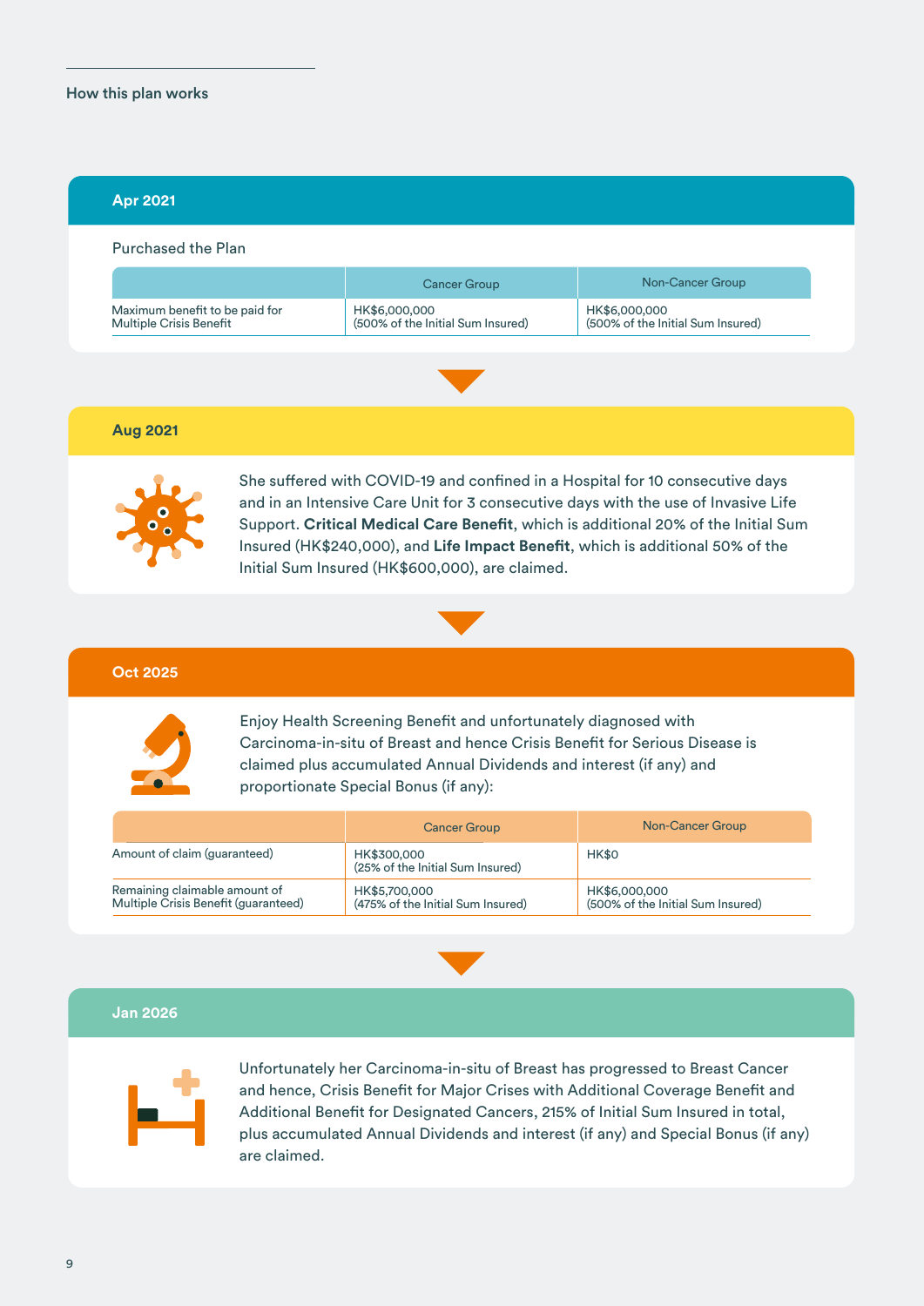## How this plan works

### Apr 2021

Purchased the Plan

| | Cancer Group | Non-Cancer Group |
|---|---|---|
| Maximum benefit to be paid for Multiple Crisis Benefit | HK$6,000,000 (500% of the Initial Sum Insured) | HK$6,000,000 (500% of the Initial Sum Insured) |

### Aug 2021

She suffered with COVID-19 and confined in a Hospital for 10 consecutive days and in an Intensive Care Unit for 3 consecutive days with the use of Invasive Life Support. **Critical Medical Care Benefit**, which is additional 20% of the Initial Sum Insured (HK$240,000), and **Life Impact Benefit**, which is additional 50% of the Initial Sum Insured (HK$600,000), are claimed.

### Oct 2025

Enjoy Health Screening Benefit and unfortunately diagnosed with Carcinoma-in-situ of Breast and hence Crisis Benefit for Serious Disease is claimed plus accumulated Annual Dividends and interest (if any) and proportionate Special Bonus (if any):

| | Cancer Group | Non-Cancer Group |
|---|---|---|
| Amount of claim (guaranteed) | HK$300,000 (25% of the Initial Sum Insured) | HK$0 |
| Remaining claimable amount of Multiple Crisis Benefit (guaranteed) | HK$5,700,000 (475% of the Initial Sum Insured) | HK$6,000,000 (500% of the Initial Sum Insured) |

### Jan 2026

Unfortunately her Carcinoma-in-situ of Breast has progressed to Breast Cancer and hence, Crisis Benefit for Major Crises with Additional Coverage Benefit and Additional Benefit for Designated Cancers, 215% of Initial Sum Insured in total, plus accumulated Annual Dividends and interest (if any) and Special Bonus (if any) are claimed.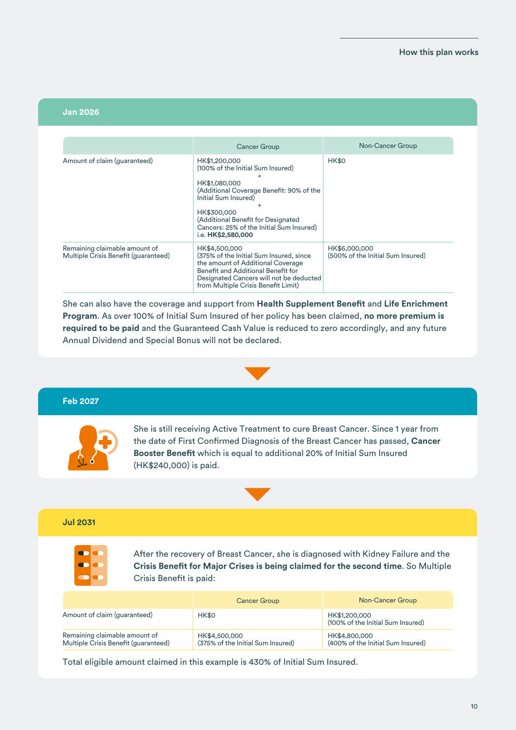### Jan 2026

| | Cancer Group | Non-Cancer Group |
|---|---|---|
| Amount of claim (guaranteed) | HK$1,200,000 (100% of the Initial Sum Insured) + HK$1,080,000 (Additional Coverage Benefit: 90% of the Initial Sum Insured) + HK$300,000 (Additional Benefit for Designated Cancers: 25% of the Initial Sum Insured) i.e. **HK$2,580,000** | HK$0 |
| Remaining claimable amount of Multiple Crisis Benefit (guaranteed) | HK$4,500,000 (375% of the Initial Sum Insured, since the amount of Additional Coverage Benefit and Additional Benefit for Designated Cancers will not be deducted from Multiple Crisis Benefit Limit) | HK$6,000,000 (500% of the Initial Sum Insured) |

She can also have the coverage and support from **Health Supplement Benefit** and **Life Enrichment Program**. As over 100% of Initial Sum Insured of her policy has been claimed, **no more premium is required to be paid** and the Guaranteed Cash Value is reduced to zero accordingly, and any future Annual Dividend and Special Bonus will not be declared.

### Feb 2027

She is still receiving Active Treatment to cure Breast Cancer. Since 1 year from the date of First Confirmed Diagnosis of the Breast Cancer has passed, **Cancer Booster Benefit** which is equal to additional 20% of Initial Sum Insured (HK$240,000) is paid.

### Jul 2031

After the recovery of Breast Cancer, she is diagnosed with Kidney Failure and the **Crisis Benefit for Major Crises is being claimed for the second time**. So Multiple Crisis Benefit is paid:

| | Cancer Group | Non-Cancer Group |
|---|---|---|
| Amount of claim (guaranteed) | HK$0 | HK$1,200,000 (100% of the Initial Sum Insured) |
| Remaining claimable amount of Multiple Crisis Benefit (guaranteed) | HK$4,500,000 (375% of the Initial Sum Insured) | HK$4,800,000 (400% of the Initial Sum Insured) |

Total eligible amount claimed in this example is 430% of Initial Sum Insured.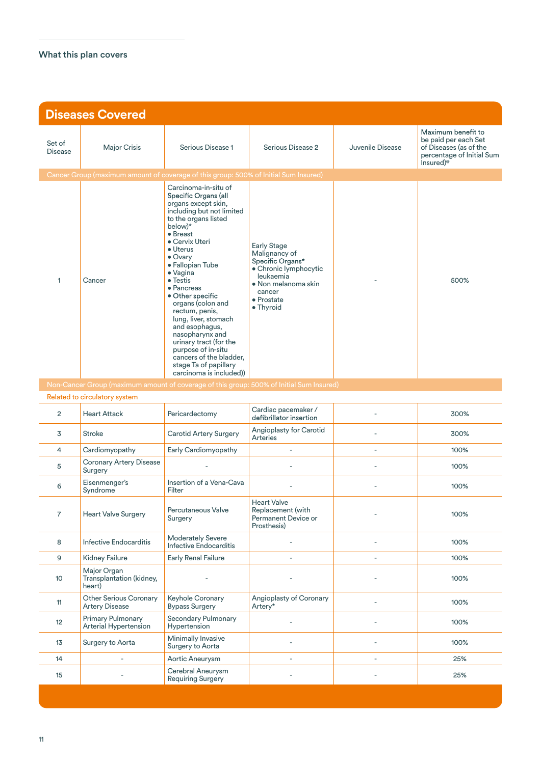## What this plan covers

## Diseases Covered

| Set of Disease | Major Crisis | Serious Disease 1 | Serious Disease 2 | Juvenile Disease | Maximum benefit to be paid per each Set of Diseases (as of the percentage of Initial Sum Insured)@ |
|---|---|---|---|---|---|
| Cancer Group (maximum amount of coverage of this group: 500% of Initial Sum Insured) | | | | | |
| 1 | Cancer | Carcinoma-in-situ of Specific Organs (all organs except skin, including but not limited to the organs listed below)* ● Breast ● Cervix Uteri ● Uterus ● Ovary ● Fallopian Tube ● Vagina ● Testis ● Pancreas ● Other specific organs (colon and rectum, penis, lung, liver, stomach and esophagus, nasopharynx and urinary tract (for the purpose of in-situ cancers of the bladder, stage Ta of papillary carcinoma is included)) | Early Stage Malignancy of Specific Organs* ● Chronic lymphocytic leukaemia ● Non melanoma skin cancer ● Prostate ● Thyroid | - | 500% |
| Non-Cancer Group (maximum amount of coverage of this group: 500% of Initial Sum Insured) | | | | | |
| Related to circulatory system | | | | | |
| 2 | Heart Attack | Pericardectomy | Cardiac pacemaker / defibrillator insertion | - | 300% |
| 3 | Stroke | Carotid Artery Surgery | Angioplasty for Carotid Arteries | - | 300% |
| 4 | Cardiomyopathy | Early Cardiomyopathy | - | - | 100% |
| 5 | Coronary Artery Disease Surgery | - | - | - | 100% |
| 6 | Eisenmenger's Syndrome | Insertion of a Vena-Cava Filter | - | - | 100% |
| 7 | Heart Valve Surgery | Percutaneous Valve Surgery | Heart Valve Replacement (with Permanent Device or Prosthesis) | - | 100% |
| 8 | Infective Endocarditis | Moderately Severe Infective Endocarditis | - | - | 100% |
| 9 | Kidney Failure | Early Renal Failure | - | - | 100% |
| 10 | Major Organ Transplantation (kidney, heart) | - | - | - | 100% |
| 11 | Other Serious Coronary Artery Disease | Keyhole Coronary Bypass Surgery | Angioplasty of Coronary Artery* | - | 100% |
| 12 | Primary Pulmonary Arterial Hypertension | Secondary Pulmonary Hypertension | - | - | 100% |
| 13 | Surgery to Aorta | Minimally Invasive Surgery to Aorta | - | - | 100% |
| 14 | - | Aortic Aneurysm | - | - | 25% |
| 15 | - | Cerebral Aneurysm Requiring Surgery | - | - | 25% |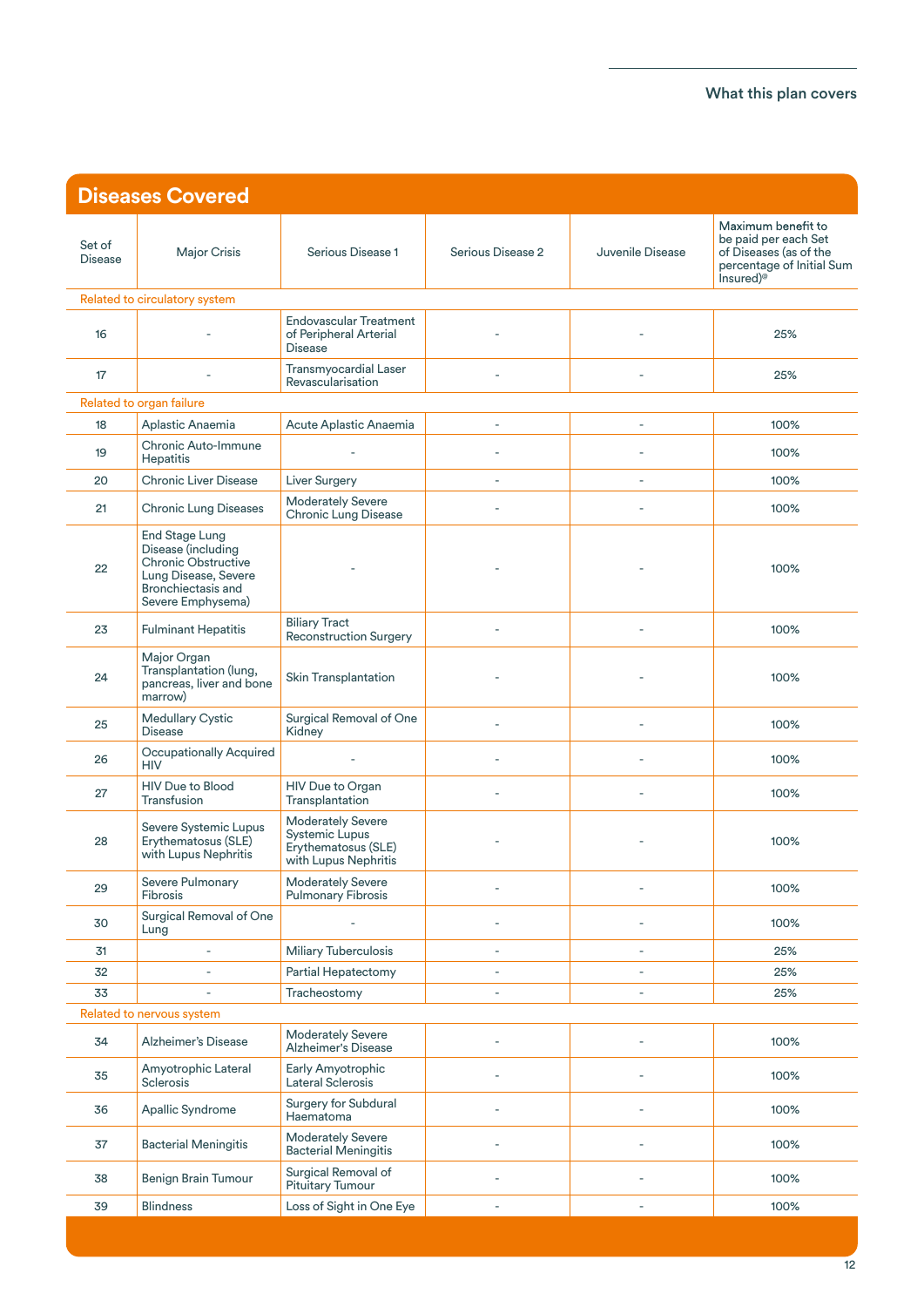## Diseases Covered

| Set of Disease | Major Crisis | Serious Disease 1 | Serious Disease 2 | Juvenile Disease | Maximum benefit to be paid per each Set of Diseases (as of the percentage of Initial Sum Insured)@ |
|---|---|---|---|---|---|
| Related to circulatory system | | | | | |
| 16 | - | Endovascular Treatment of Peripheral Arterial Disease | - | - | 25% |
| 17 | - | Transmyocardial Laser Revascularisation | - | - | 25% |
| Related to organ failure | | | | | |
| 18 | Aplastic Anaemia | Acute Aplastic Anaemia | - | - | 100% |
| 19 | Chronic Auto-Immune Hepatitis | - | - | - | 100% |
| 20 | Chronic Liver Disease | Liver Surgery | - | - | 100% |
| 21 | Chronic Lung Diseases | Moderately Severe Chronic Lung Disease | - | - | 100% |
| 22 | End Stage Lung Disease (including Chronic Obstructive Lung Disease, Severe Bronchiectasis and Severe Emphysema) | - | - | - | 100% |
| 23 | Fulminant Hepatitis | Biliary Tract Reconstruction Surgery | - | - | 100% |
| 24 | Major Organ Transplantation (lung, pancreas, liver and bone marrow) | Skin Transplantation | - | - | 100% |
| 25 | Medullary Cystic Disease | Surgical Removal of One Kidney | - | - | 100% |
| 26 | Occupationally Acquired HIV | - | - | - | 100% |
| 27 | HIV Due to Blood Transfusion | HIV Due to Organ Transplantation | - | - | 100% |
| 28 | Severe Systemic Lupus Erythematosus (SLE) with Lupus Nephritis | Moderately Severe Systemic Lupus Erythematosus (SLE) with Lupus Nephritis | - | - | 100% |
| 29 | Severe Pulmonary Fibrosis | Moderately Severe Pulmonary Fibrosis | - | - | 100% |
| 30 | Surgical Removal of One Lung | - | - | - | 100% |
| 31 | - | Miliary Tuberculosis | - | - | 25% |
| 32 | - | Partial Hepatectomy | - | - | 25% |
| 33 | - | Tracheostomy | - | - | 25% |
| Related to nervous system | | | | | |
| 34 | Alzheimer's Disease | Moderately Severe Alzheimer's Disease | - | - | 100% |
| 35 | Amyotrophic Lateral Sclerosis | Early Amyotrophic Lateral Sclerosis | - | - | 100% |
| 36 | Apallic Syndrome | Surgery for Subdural Haematoma | - | - | 100% |
| 37 | Bacterial Meningitis | Moderately Severe Bacterial Meningitis | - | - | 100% |
| 38 | Benign Brain Tumour | Surgical Removal of Pituitary Tumour | - | - | 100% |
| 39 | Blindness | Loss of Sight in One Eye | - | - | 100% |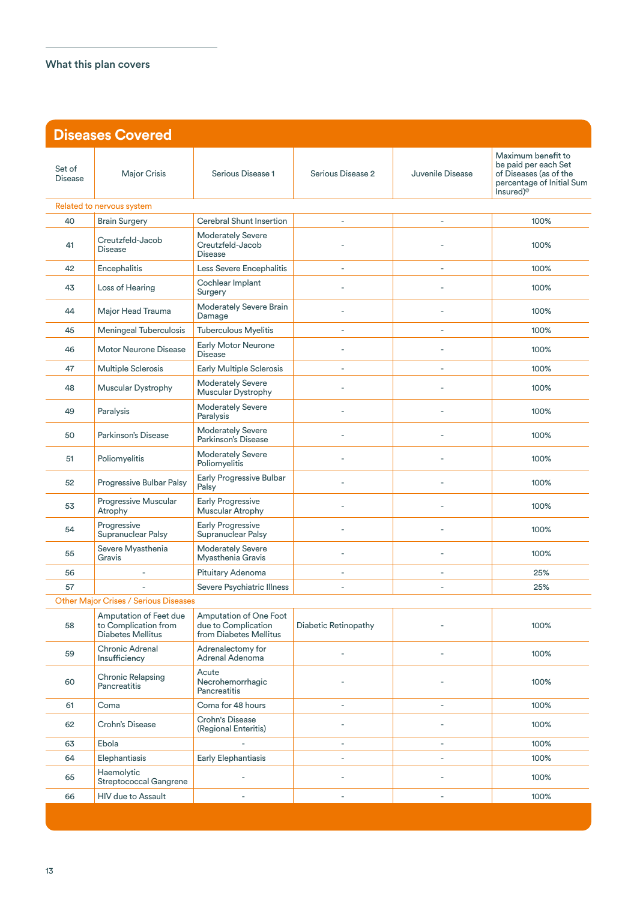## What this plan covers

## Diseases Covered

| Set of Disease | Major Crisis | Serious Disease 1 | Serious Disease 2 | Juvenile Disease | Maximum benefit to be paid per each Set of Diseases (as of the percentage of Initial Sum Insured)@ |
|---|---|---|---|---|---|
| **Related to nervous system** | | | | | |
| 40 | Brain Surgery | Cerebral Shunt Insertion | - | - | 100% |
| 41 | Creutzfeld-Jacob Disease | Moderately Severe Creutzfeld-Jacob Disease | - | - | 100% |
| 42 | Encephalitis | Less Severe Encephalitis | - | - | 100% |
| 43 | Loss of Hearing | Cochlear Implant Surgery | - | - | 100% |
| 44 | Major Head Trauma | Moderately Severe Brain Damage | - | - | 100% |
| 45 | Meningeal Tuberculosis | Tuberculous Myelitis | - | - | 100% |
| 46 | Motor Neurone Disease | Early Motor Neurone Disease | - | - | 100% |
| 47 | Multiple Sclerosis | Early Multiple Sclerosis | - | - | 100% |
| 48 | Muscular Dystrophy | Moderately Severe Muscular Dystrophy | - | - | 100% |
| 49 | Paralysis | Moderately Severe Paralysis | - | - | 100% |
| 50 | Parkinson's Disease | Moderately Severe Parkinson's Disease | - | - | 100% |
| 51 | Poliomyelitis | Moderately Severe Poliomyelitis | - | - | 100% |
| 52 | Progressive Bulbar Palsy | Early Progressive Bulbar Palsy | - | - | 100% |
| 53 | Progressive Muscular Atrophy | Early Progressive Muscular Atrophy | - | - | 100% |
| 54 | Progressive Supranuclear Palsy | Early Progressive Supranuclear Palsy | - | - | 100% |
| 55 | Severe Myasthenia Gravis | Moderately Severe Myasthenia Gravis | - | - | 100% |
| 56 | - | Pituitary Adenoma | - | - | 25% |
| 57 | - | Severe Psychiatric Illness | - | - | 25% |
| **Other Major Crises / Serious Diseases** | | | | | |
| 58 | Amputation of Feet due to Complication from Diabetes Mellitus | Amputation of One Foot due to Complication from Diabetes Mellitus | Diabetic Retinopathy | - | 100% |
| 59 | Chronic Adrenal Insufficiency | Adrenalectomy for Adrenal Adenoma | - | - | 100% |
| 60 | Chronic Relapsing Pancreatitis | Acute Necrohemorrhagic Pancreatitis | - | - | 100% |
| 61 | Coma | Coma for 48 hours | - | - | 100% |
| 62 | Crohn's Disease | Crohn's Disease (Regional Enteritis) | - | - | 100% |
| 63 | Ebola | - | - | - | 100% |
| 64 | Elephantiasis | Early Elephantiasis | - | - | 100% |
| 65 | Haemolytic Streptococcal Gangrene | - | - | - | 100% |
| 66 | HIV due to Assault | - | - | - | 100% |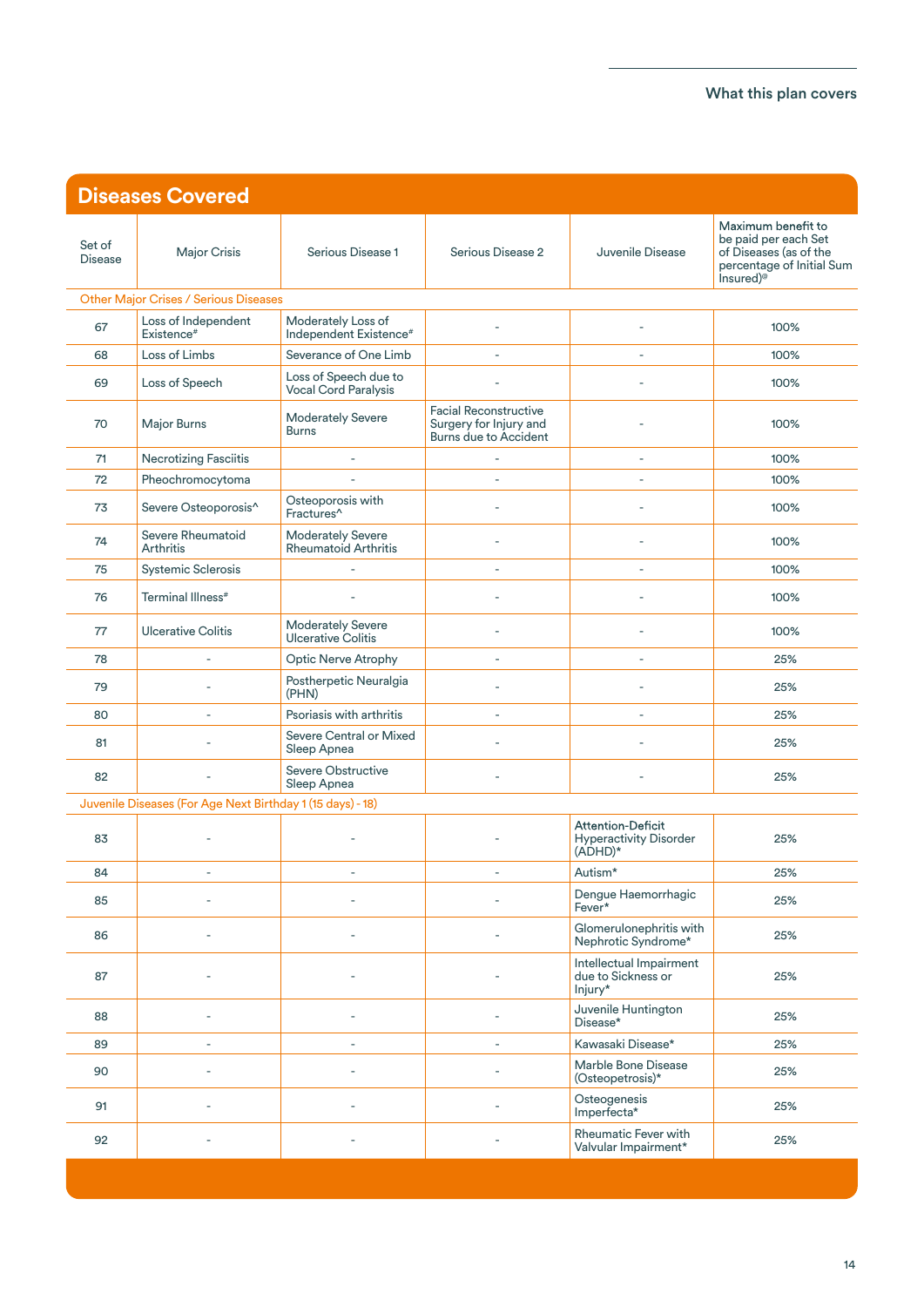## Diseases Covered

| Set of Disease | Major Crisis | Serious Disease 1 | Serious Disease 2 | Juvenile Disease | Maximum benefit to be paid per each Set of Diseases (as of the percentage of Initial Sum Insured)@ |
|---|---|---|---|---|---|
| Other Major Crises / Serious Diseases | | | | | |
| 67 | Loss of Independent Existence# | Moderately Loss of Independent Existence# | - | - | 100% |
| 68 | Loss of Limbs | Severance of One Limb | - | - | 100% |
| 69 | Loss of Speech | Loss of Speech due to Vocal Cord Paralysis | - | - | 100% |
| 70 | Major Burns | Moderately Severe Burns | Facial Reconstructive Surgery for Injury and Burns due to Accident | - | 100% |
| 71 | Necrotizing Fasciitis | - | - | - | 100% |
| 72 | Pheochromocytoma | - | - | - | 100% |
| 73 | Severe Osteoporosis^ | Osteoporosis with Fractures^ | - | - | 100% |
| 74 | Severe Rheumatoid Arthritis | Moderately Severe Rheumatoid Arthritis | - | - | 100% |
| 75 | Systemic Sclerosis | - | - | - | 100% |
| 76 | Terminal Illness# | - | - | - | 100% |
| 77 | Ulcerative Colitis | Moderately Severe Ulcerative Colitis | - | - | 100% |
| 78 | - | Optic Nerve Atrophy | - | - | 25% |
| 79 | - | Postherpetic Neuralgia (PHN) | - | - | 25% |
| 80 | - | Psoriasis with arthritis | - | - | 25% |
| 81 | - | Severe Central or Mixed Sleep Apnea | - | - | 25% |
| 82 | - | Severe Obstructive Sleep Apnea | - | - | 25% |
| Juvenile Diseases (For Age Next Birthday 1 (15 days) - 18) | | | | | |
| 83 | - | - | - | Attention-Deficit Hyperactivity Disorder (ADHD)* | 25% |
| 84 | - | - | - | Autism* | 25% |
| 85 | - | - | - | Dengue Haemorrhagic Fever* | 25% |
| 86 | - | - | - | Glomerulonephritis with Nephrotic Syndrome* | 25% |
| 87 | - | - | - | Intellectual Impairment due to Sickness or Injury* | 25% |
| 88 | - | - | - | Juvenile Huntington Disease* | 25% |
| 89 | - | - | - | Kawasaki Disease* | 25% |
| 90 | - | - | - | Marble Bone Disease (Osteopetrosis)* | 25% |
| 91 | - | - | - | Osteogenesis Imperfecta* | 25% |
| 92 | - | - | - | Rheumatic Fever with Valvular Impairment* | 25% |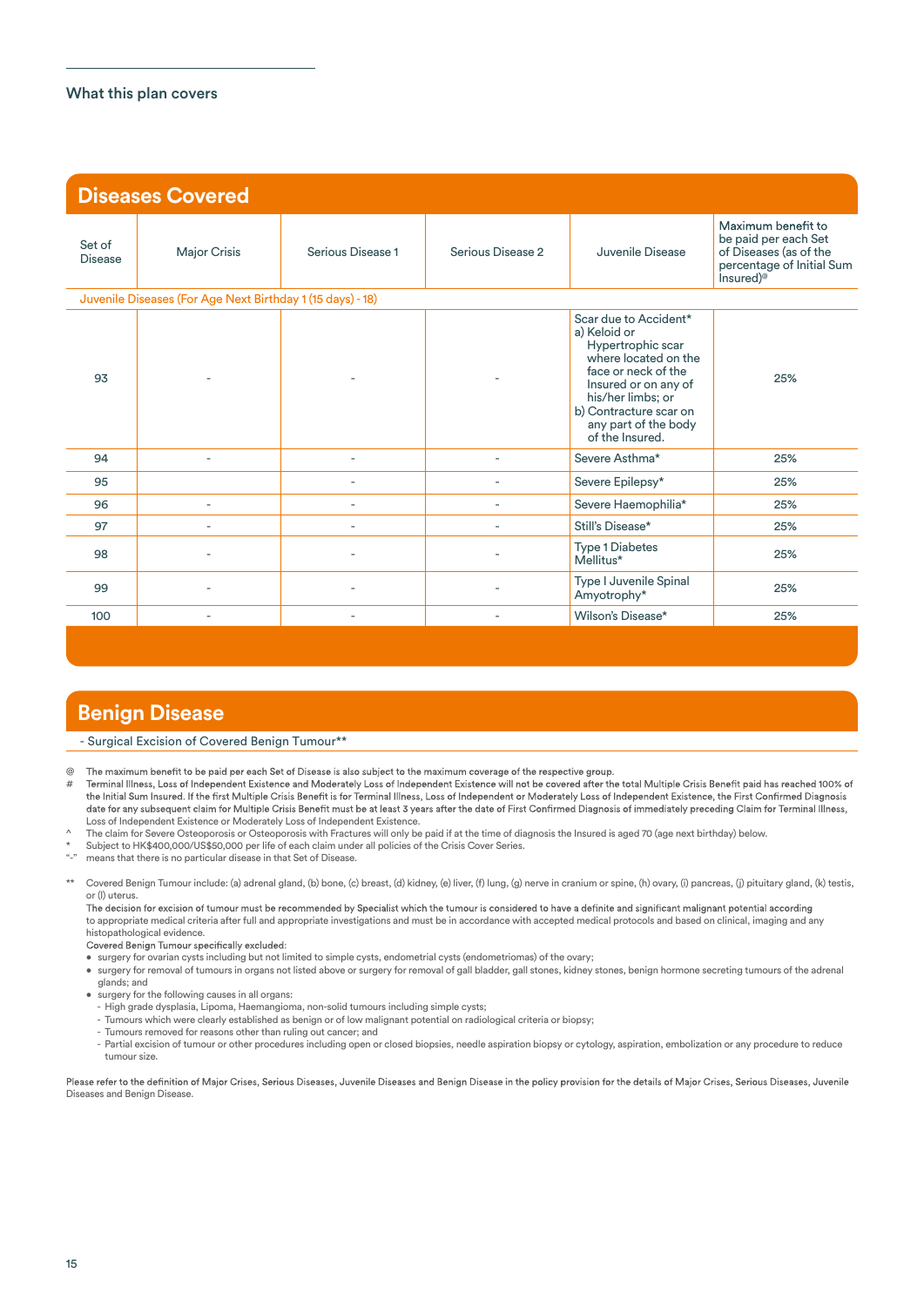## What this plan covers

## Diseases Covered

| Set of Disease | Major Crisis | Serious Disease 1 | Serious Disease 2 | Juvenile Disease | Maximum benefit to be paid per each Set of Diseases (as of the percentage of Initial Sum Insured)@ |
|---|---|---|---|---|---|
| Juvenile Diseases (For Age Next Birthday 1 (15 days) - 18) | | | | | |
| 93 | - | - | - | Scar due to Accident* a) Keloid or Hypertrophic scar where located on the face or neck of the Insured or on any of his/her limbs; or b) Contracture scar on any part of the body of the Insured. | 25% |
| 94 | - | - | - | Severe Asthma* | 25% |
| 95 | | - | - | Severe Epilepsy* | 25% |
| 96 | - | - | - | Severe Haemophilia* | 25% |
| 97 | - | - | - | Still's Disease* | 25% |
| 98 | - | - | - | Type 1 Diabetes Mellitus* | 25% |
| 99 | - | - | - | Type I Juvenile Spinal Amyotrophy* | 25% |
| 100 | - | - | - | Wilson's Disease* | 25% |

## Benign Disease

- Surgical Excision of Covered Benign Tumour**

@ The maximum benefit to be paid per each Set of Disease is also subject to the maximum coverage of the respective group.

# Terminal Illness, Loss of Independent Existence and Moderately Loss of Independent Existence will not be covered after the total Multiple Crisis Benefit paid has reached 100% of the Initial Sum Insured. If the first Multiple Crisis Benefit is for Terminal Illness, Loss of Independent or Moderately Loss of Independent Existence, the First Confirmed Diagnosis date for any subsequent claim for Multiple Crisis Benefit must be at least 3 years after the date of First Confirmed Diagnosis of immediately preceding Claim for Terminal Illness, Loss of Independent Existence or Moderately Loss of Independent Existence.

^ The claim for Severe Osteoporosis or Osteoporosis with Fractures will only be paid if at the time of diagnosis the Insured is aged 70 (age next birthday) below.

* Subject to HK$400,000/US$50,000 per life of each claim under all policies of the Crisis Cover Series.

"-" means that there is no particular disease in that Set of Disease.

** Covered Benign Tumour include: (a) adrenal gland, (b) bone, (c) breast, (d) kidney, (e) liver, (f) lung, (g) nerve in cranium or spine, (h) ovary, (i) pancreas, (j) pituitary gland, (k) testis, or (l) uterus.

The decision for excision of tumour must be recommended by Specialist which the tumour is considered to have a definite and significant malignant potential according to appropriate medical criteria after full and appropriate investigations and must be in accordance with accepted medical protocols and based on clinical, imaging and any histopathological evidence.

Covered Benign Tumour specifically excluded:

- surgery for ovarian cysts including but not limited to simple cysts, endometrial cysts (endometriomas) of the ovary;
- surgery for removal of tumours in organs not listed above or surgery for removal of gall bladder, gall stones, kidney stones, benign hormone secreting tumours of the adrenal glands; and
- surgery for the following causes in all organs:
  - High grade dysplasia, Lipoma, Haemangioma, non-solid tumours including simple cysts;
  - Tumours which were clearly established as benign or of low malignant potential on radiological criteria or biopsy;
  - Tumours removed for reasons other than ruling out cancer; and
  - Partial excision of tumour or other procedures including open or closed biopsies, needle aspiration biopsy or cytology, aspiration, embolization or any procedure to reduce tumour size.

Please refer to the definition of Major Crises, Serious Diseases, Juvenile Diseases and Benign Disease in the policy provision for the details of Major Crises, Serious Diseases, Juvenile Diseases and Benign Disease.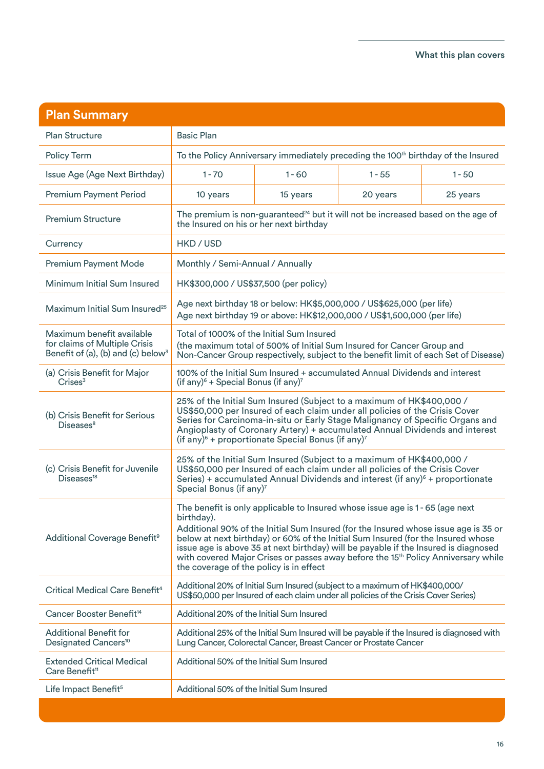## Plan Summary

| Plan Summary | | | | |
|---|---|---|---|---|
| Plan Structure | Basic Plan | | | |
| Policy Term | To the Policy Anniversary immediately preceding the 100th birthday of the Insured | | | |
| Issue Age (Age Next Birthday) | 1 - 70 | 1 - 60 | 1 - 55 | 1 - 50 |
| Premium Payment Period | 10 years | 15 years | 20 years | 25 years |
| Premium Structure | The premium is non-guaranteed[24] but it will not be increased based on the age of the Insured on his or her next birthday | | | |
| Currency | HKD / USD | | | |
| Premium Payment Mode | Monthly / Semi-Annual / Annually | | | |
| Minimum Initial Sum Insured | HK$300,000 / US$37,500 (per policy) | | | |
| Maximum Initial Sum Insured[25] | Age next birthday 18 or below: HK$5,000,000 / US$625,000 (per life)<br>Age next birthday 19 or above: HK$12,000,000 / US$1,500,000 (per life) | | | |
| Maximum benefit available for claims of Multiple Crisis Benefit of (a), (b) and (c) below[3] | Total of 1000% of the Initial Sum Insured<br>(the maximum total of 500% of Initial Sum Insured for Cancer Group and Non-Cancer Group respectively, subject to the benefit limit of each Set of Disease) | | | |
| (a) Crisis Benefit for Major Crises[3] | 100% of the Initial Sum Insured + accumulated Annual Dividends and interest (if any)[6] + Special Bonus (if any)[7] | | | |
| (b) Crisis Benefit for Serious Diseases[8] | 25% of the Initial Sum Insured (Subject to a maximum of HK$400,000 / US$50,000 per Insured of each claim under all policies of the Crisis Cover Series for Carcinoma-in-situ or Early Stage Malignancy of Specific Organs and Angioplasty of Coronary Artery) + accumulated Annual Dividends and interest (if any)[6] + proportionate Special Bonus (if any)[7] | | | |
| (c) Crisis Benefit for Juvenile Diseases[18] | 25% of the Initial Sum Insured (Subject to a maximum of HK$400,000 / US$50,000 per Insured of each claim under all policies of the Crisis Cover Series) + accumulated Annual Dividends and interest (if any)[6] + proportionate Special Bonus (if any)[7] | | | |
| Additional Coverage Benefit[9] | The benefit is only applicable to Insured whose issue age is 1 - 65 (age next birthday).<br>Additional 90% of the Initial Sum Insured (for the Insured whose issue age is 35 or below at next birthday) or 60% of the Initial Sum Insured (for the Insured whose issue age is above 35 at next birthday) will be payable if the Insured is diagnosed with covered Major Crises or passes away before the 15th Policy Anniversary while the coverage of the policy is in effect | | | |
| Critical Medical Care Benefit[4] | Additional 20% of Initial Sum Insured (subject to a maximum of HK$400,000/ US$50,000 per Insured of each claim under all policies of the Crisis Cover Series) | | | |
| Cancer Booster Benefit[14] | Additional 20% of the Initial Sum Insured | | | |
| Additional Benefit for Designated Cancers[10] | Additional 25% of the Initial Sum Insured will be payable if the Insured is diagnosed with Lung Cancer, Colorectal Cancer, Breast Cancer or Prostate Cancer | | | |
| Extended Critical Medical Care Benefit[11] | Additional 50% of the Initial Sum Insured | | | |
| Life Impact Benefit[5] | Additional 50% of the Initial Sum Insured | | | |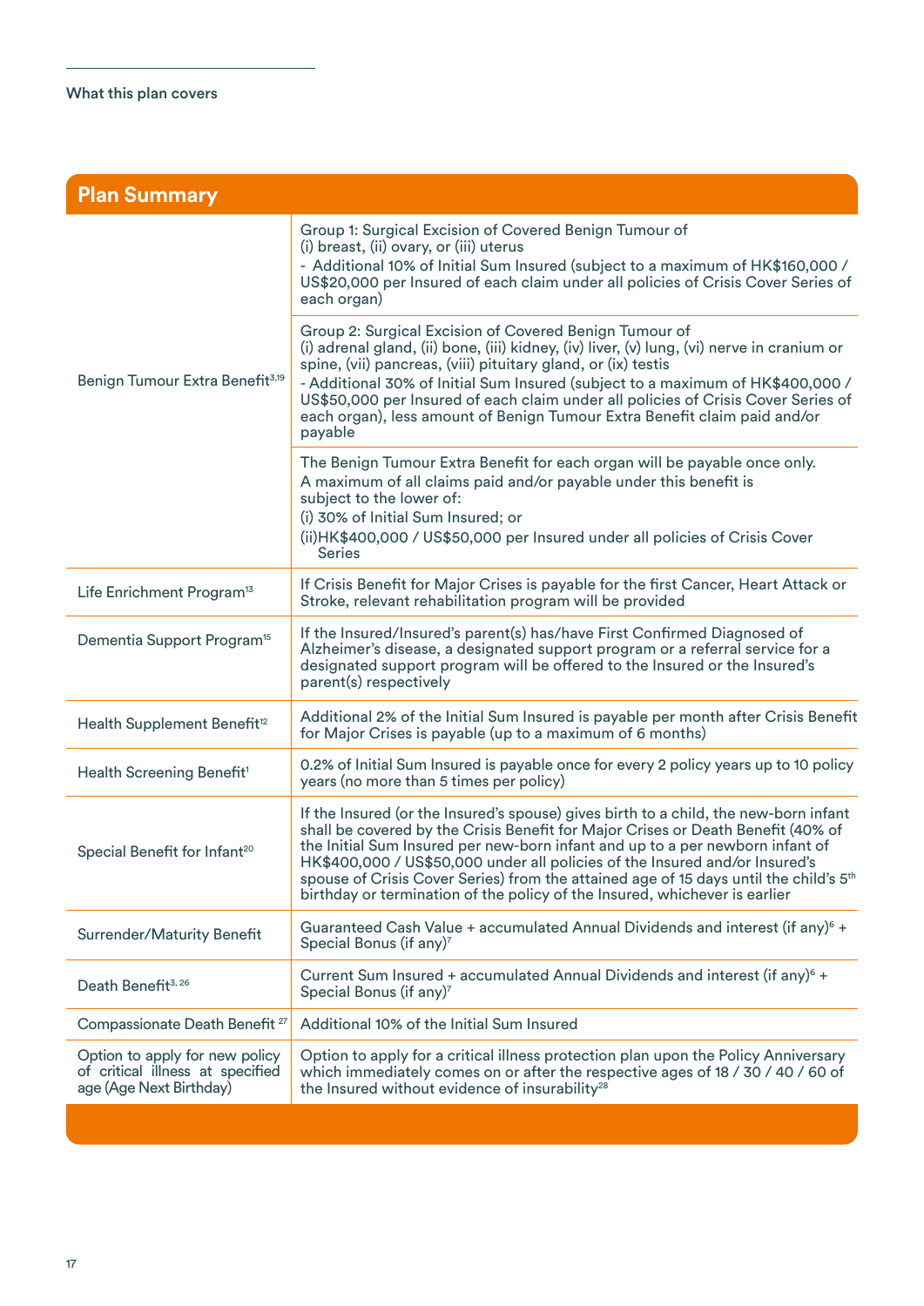What this plan covers

## Plan Summary

| | |
|---|---|
| Benign Tumour Extra Benefit[3,19] | Group 1: Surgical Excision of Covered Benign Tumour of (i) breast, (ii) ovary, or (iii) uterus<br>- Additional 10% of Initial Sum Insured (subject to a maximum of HK$160,000 / US$20,000 per Insured of each claim under all policies of Crisis Cover Series of each organ) |
| | Group 2: Surgical Excision of Covered Benign Tumour of (i) adrenal gland, (ii) bone, (iii) kidney, (iv) liver, (v) lung, (vi) nerve in cranium or spine, (vii) pancreas, (viii) pituitary gland, or (ix) testis<br>- Additional 30% of Initial Sum Insured (subject to a maximum of HK$400,000 / US$50,000 per Insured of each claim under all policies of Crisis Cover Series of each organ), less amount of Benign Tumour Extra Benefit claim paid and/or payable |
| | The Benign Tumour Extra Benefit for each organ will be payable once only.<br>A maximum of all claims paid and/or payable under this benefit is subject to the lower of:<br>(i) 30% of Initial Sum Insured; or<br>(ii)HK$400,000 / US$50,000 per Insured under all policies of Crisis Cover Series |
| Life Enrichment Program[13] | If Crisis Benefit for Major Crises is payable for the first Cancer, Heart Attack or Stroke, relevant rehabilitation program will be provided |
| Dementia Support Program[15] | If the Insured/Insured's parent(s) has/have First Confirmed Diagnosed of Alzheimer's disease, a designated support program or a referral service for a designated support program will be offered to the Insured or the Insured's parent(s) respectively |
| Health Supplement Benefit[12] | Additional 2% of the Initial Sum Insured is payable per month after Crisis Benefit for Major Crises is payable (up to a maximum of 6 months) |
| Health Screening Benefit[1] | 0.2% of Initial Sum Insured is payable once for every 2 policy years up to 10 policy years (no more than 5 times per policy) |
| Special Benefit for Infant[20] | If the Insured (or the Insured's spouse) gives birth to a child, the new-born infant shall be covered by the Crisis Benefit for Major Crises or Death Benefit (40% of the Initial Sum Insured per new-born infant and up to a per newborn infant of HK$400,000 / US$50,000 under all policies of the Insured and/or Insured's spouse of Crisis Cover Series) from the attained age of 15 days until the child's 5th birthday or termination of the policy of the Insured, whichever is earlier |
| Surrender/Maturity Benefit | Guaranteed Cash Value + accumulated Annual Dividends and interest (if any)[6] + Special Bonus (if any)[7] |
| Death Benefit[3, 26] | Current Sum Insured + accumulated Annual Dividends and interest (if any)[6] + Special Bonus (if any)[7] |
| Compassionate Death Benefit [27] | Additional 10% of the Initial Sum Insured |
| Option to apply for new policy of critical illness at specified age (Age Next Birthday) | Option to apply for a critical illness protection plan upon the Policy Anniversary which immediately comes on or after the respective ages of 18 / 30 / 40 / 60 of the Insured without evidence of insurability[28] |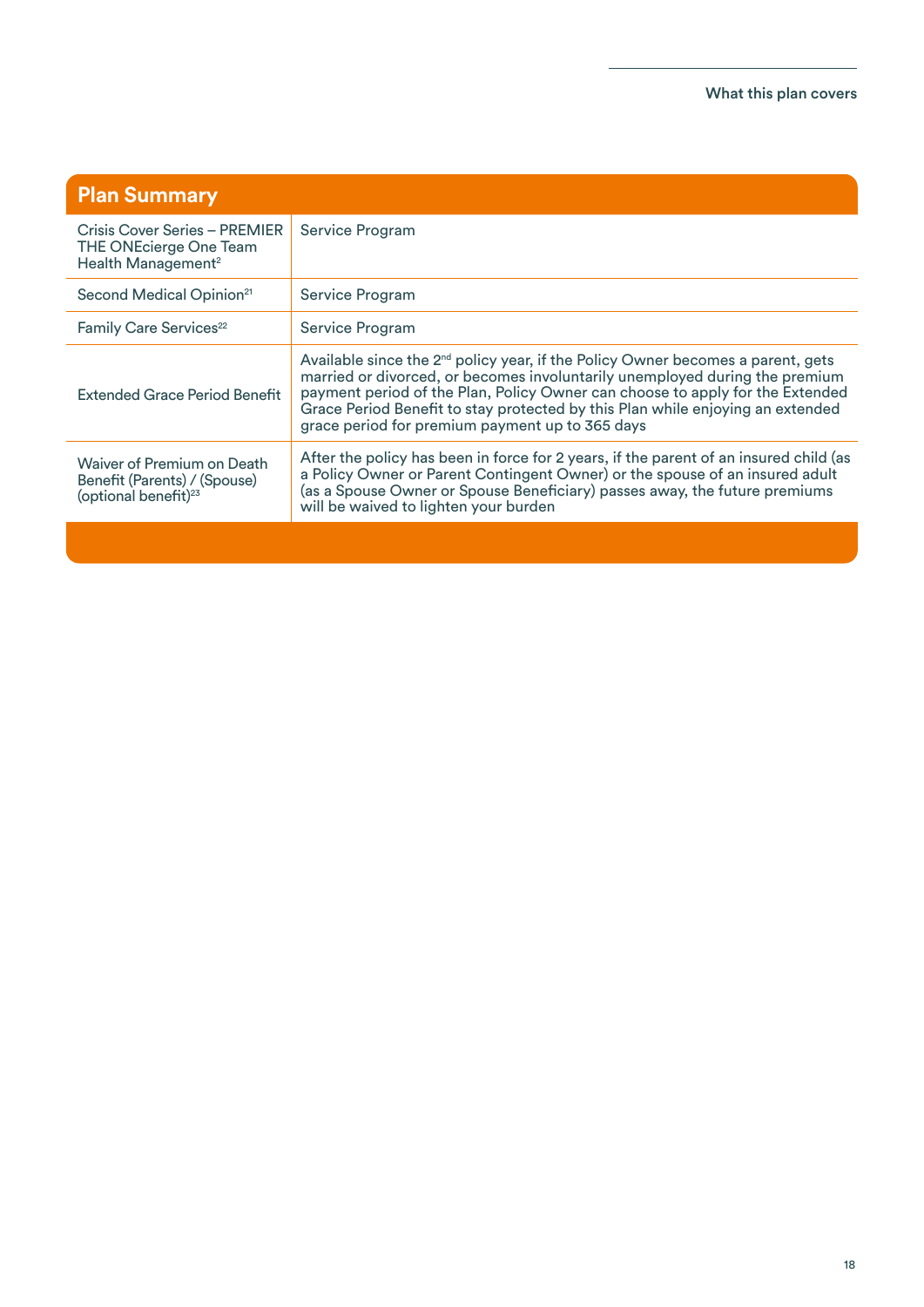## Plan Summary

| | |
|---|---|
| Crisis Cover Series – PREMIER THE ONEcierge One Team Health Management[2] | Service Program |
| Second Medical Opinion[21] | Service Program |
| Family Care Services[22] | Service Program |
| Extended Grace Period Benefit | Available since the 2nd policy year, if the Policy Owner becomes a parent, gets married or divorced, or becomes involuntarily unemployed during the premium payment period of the Plan, Policy Owner can choose to apply for the Extended Grace Period Benefit to stay protected by this Plan while enjoying an extended grace period for premium payment up to 365 days |
| Waiver of Premium on Death Benefit (Parents) / (Spouse) (optional benefit)[23] | After the policy has been in force for 2 years, if the parent of an insured child (as a Policy Owner or Parent Contingent Owner) or the spouse of an insured adult (as a Spouse Owner or Spouse Beneficiary) passes away, the future premiums will be waived to lighten your burden |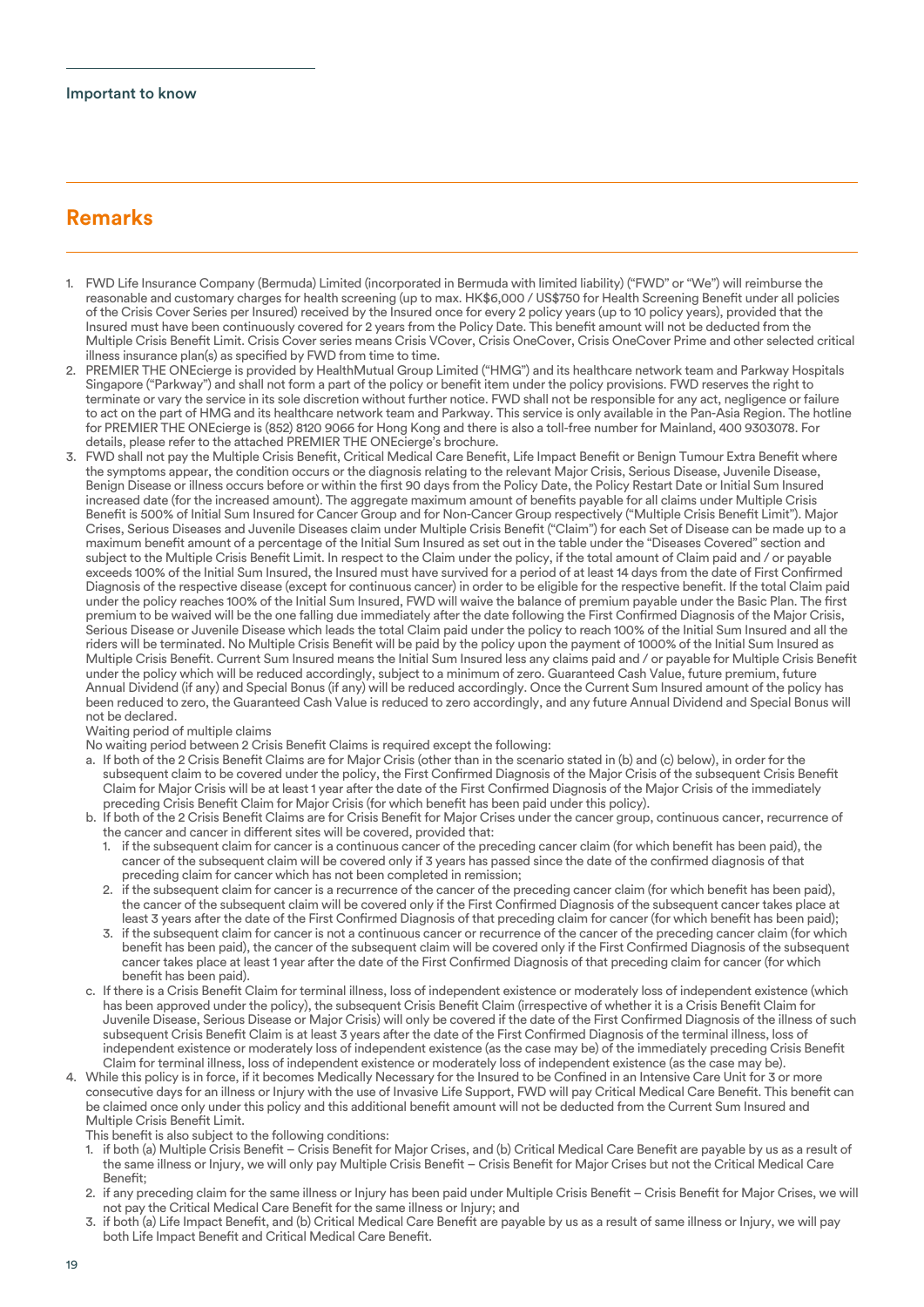Important to know

## Remarks

1. FWD Life Insurance Company (Bermuda) Limited (incorporated in Bermuda with limited liability) ("FWD" or "We") will reimburse the reasonable and customary charges for health screening (up to max. HK$6,000 / US$750 for Health Screening Benefit under all policies of the Crisis Cover Series per Insured) received by the Insured once for every 2 policy years (up to 10 policy years), provided that the Insured must have been continuously covered for 2 years from the Policy Date. This benefit amount will not be deducted from the Multiple Crisis Benefit Limit. Crisis Cover series means Crisis VCover, Crisis OneCover, Crisis OneCover Prime and other selected critical illness insurance plan(s) as specified by FWD from time to time.
2. PREMIER THE ONEcierge is provided by HealthMutual Group Limited ("HMG") and its healthcare network team and Parkway Hospitals Singapore ("Parkway") and shall not form a part of the policy or benefit item under the policy provisions. FWD reserves the right to terminate or vary the service in its sole discretion without further notice. FWD shall not be responsible for any act, negligence or failure to act on the part of HMG and its healthcare network team and Parkway. This service is only available in the Pan-Asia Region. The hotline for PREMIER THE ONEcierge is (852) 8120 9066 for Hong Kong and there is also a toll-free number for Mainland, 400 9303078. For details, please refer to the attached PREMIER THE ONEcierge's brochure.
3. FWD shall not pay the Multiple Crisis Benefit, Critical Medical Care Benefit, Life Impact Benefit or Benign Tumour Extra Benefit where the symptoms appear, the condition occurs or the diagnosis relating to the relevant Major Crisis, Serious Disease, Juvenile Disease, Benign Disease or illness occurs before or within the first 90 days from the Policy Date, the Policy Restart Date or Initial Sum Insured increased date (for the increased amount). The aggregate maximum amount of benefits payable for all claims under Multiple Crisis Benefit is 500% of Initial Sum Insured for Cancer Group and for Non-Cancer Group respectively ("Multiple Crisis Benefit Limit"). Major Crises, Serious Diseases and Juvenile Diseases claim under Multiple Crisis Benefit ("Claim") for each Set of Disease can be made up to a maximum benefit amount of a percentage of the Initial Sum Insured as set out in the table under the "Diseases Covered" section and subject to the Multiple Crisis Benefit Limit. In respect to the Claim under the policy, if the total amount of Claim paid and / or payable exceeds 100% of the Initial Sum Insured, the Insured must have survived for a period of at least 14 days from the date of First Confirmed Diagnosis of the respective disease (except for continuous cancer) in order to be eligible for the respective benefit. If the total Claim paid under the policy reaches 100% of the Initial Sum Insured, FWD will waive the balance of premium payable under the Basic Plan. The first premium to be waived will be the one falling due immediately after the date following the First Confirmed Diagnosis of the Major Crisis, Serious Disease or Juvenile Disease which leads the total Claim paid under the policy to reach 100% of the Initial Sum Insured and all the riders will be terminated. No Multiple Crisis Benefit will be paid by the policy upon the payment of 1000% of the Initial Sum Insured as Multiple Crisis Benefit. Current Sum Insured means the Initial Sum Insured less any claims paid and / or payable for Multiple Crisis Benefit under the policy which will be reduced accordingly, subject to a minimum of zero. Guaranteed Cash Value, future premium, future Annual Dividend (if any) and Special Bonus (if any) will be reduced accordingly. Once the Current Sum Insured amount of the policy has been reduced to zero, the Guaranteed Cash Value is reduced to zero accordingly, and any future Annual Dividend and Special Bonus will not be declared.

   Waiting period of multiple claims

   No waiting period between 2 Crisis Benefit Claims is required except the following:

   a. If both of the 2 Crisis Benefit Claims are for Major Crisis (other than in the scenario stated in (b) and (c) below), in order for the subsequent claim to be covered under the policy, the First Confirmed Diagnosis of the Major Crisis of the subsequent Crisis Benefit Claim for Major Crisis will be at least 1 year after the date of the First Confirmed Diagnosis of the Major Crisis of the immediately preceding Crisis Benefit Claim for Major Crisis (for which benefit has been paid under this policy).
   b. If both of the 2 Crisis Benefit Claims are for Crisis Benefit for Major Crises under the cancer group, continuous cancer, recurrence of the cancer and cancer in different sites will be covered, provided that:
      1. if the subsequent claim for cancer is a continuous cancer of the preceding cancer claim (for which benefit has been paid), the cancer of the subsequent claim will be covered only if 3 years has passed since the date of the confirmed diagnosis of that preceding claim for cancer which has not been completed in remission;
      2. if the subsequent claim for cancer is a recurrence of the cancer of the preceding cancer claim (for which benefit has been paid), the cancer of the subsequent claim will be covered only if the First Confirmed Diagnosis of the subsequent cancer takes place at least 3 years after the date of the First Confirmed Diagnosis of that preceding claim for cancer (for which benefit has been paid);
      3. if the subsequent claim for cancer is not a continuous cancer or recurrence of the cancer of the preceding cancer claim (for which benefit has been paid), the cancer of the subsequent claim will be covered only if the First Confirmed Diagnosis of the subsequent cancer takes place at least 1 year after the date of the First Confirmed Diagnosis of that preceding claim for cancer (for which benefit has been paid).
   c. If there is a Crisis Benefit Claim for terminal illness, loss of independent existence or moderately loss of independent existence (which has been approved under the policy), the subsequent Crisis Benefit Claim (irrespective of whether it is a Crisis Benefit Claim for Juvenile Disease, Serious Disease or Major Crisis) will only be covered if the date of the First Confirmed Diagnosis of the illness of such subsequent Crisis Benefit Claim is at least 3 years after the date of the First Confirmed Diagnosis of the terminal illness, loss of independent existence or moderately loss of independent existence (as the case may be) of the immediately preceding Crisis Benefit Claim for terminal illness, loss of independent existence or moderately loss of independent existence (as the case may be).
4. While this policy is in force, if it becomes Medically Necessary for the Insured to be Confined in an Intensive Care Unit for 3 or more consecutive days for an illness or Injury with the use of Invasive Life Support, FWD will pay Critical Medical Care Benefit. This benefit can be claimed once only under this policy and this additional benefit amount will not be deducted from the Current Sum Insured and Multiple Crisis Benefit Limit.

   This benefit is also subject to the following conditions:

   1. if both (a) Multiple Crisis Benefit – Crisis Benefit for Major Crises, and (b) Critical Medical Care Benefit are payable by us as a result of the same illness or Injury, we will only pay Multiple Crisis Benefit – Crisis Benefit for Major Crises but not the Critical Medical Care Benefit;
   2. if any preceding claim for the same illness or Injury has been paid under Multiple Crisis Benefit – Crisis Benefit for Major Crises, we will not pay the Critical Medical Care Benefit for the same illness or Injury; and
   3. if both (a) Life Impact Benefit, and (b) Critical Medical Care Benefit are payable by us as a result of same illness or Injury, we will pay both Life Impact Benefit and Critical Medical Care Benefit.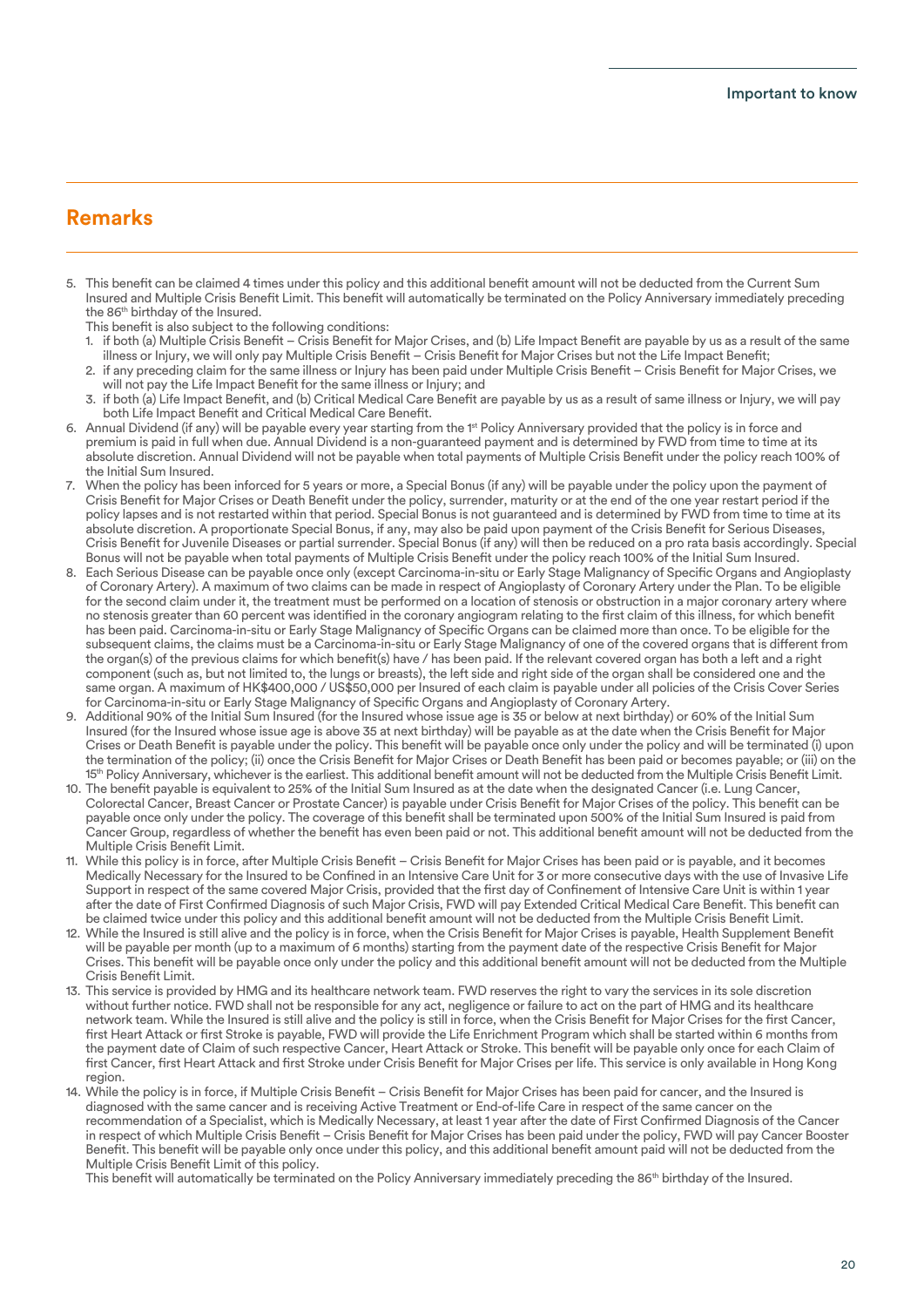## Remarks

5. This benefit can be claimed 4 times under this policy and this additional benefit amount will not be deducted from the Current Sum Insured and Multiple Crisis Benefit Limit. This benefit will automatically be terminated on the Policy Anniversary immediately preceding the 86th birthday of the Insured.

   This benefit is also subject to the following conditions:

   1. if both (a) Multiple Crisis Benefit – Crisis Benefit for Major Crises, and (b) Life Impact Benefit are payable by us as a result of the same illness or Injury, we will only pay Multiple Crisis Benefit – Crisis Benefit for Major Crises but not the Life Impact Benefit;
   2. if any preceding claim for the same illness or Injury has been paid under Multiple Crisis Benefit – Crisis Benefit for Major Crises, we will not pay the Life Impact Benefit for the same illness or Injury; and
   3. if both (a) Life Impact Benefit, and (b) Critical Medical Care Benefit are payable by us as a result of same illness or Injury, we will pay both Life Impact Benefit and Critical Medical Care Benefit.

6. Annual Dividend (if any) will be payable every year starting from the 1st Policy Anniversary provided that the policy is in force and premium is paid in full when due. Annual Dividend is a non-guaranteed payment and is determined by FWD from time to time at its absolute discretion. Annual Dividend will not be payable when total payments of Multiple Crisis Benefit under the policy reach 100% of the Initial Sum Insured.
7. When the policy has been inforced for 5 years or more, a Special Bonus (if any) will be payable under the policy upon the payment of Crisis Benefit for Major Crises or Death Benefit under the policy, surrender, maturity or at the end of the one year restart period if the policy lapses and is not restarted within that period. Special Bonus is not guaranteed and is determined by FWD from time to time at its absolute discretion. A proportionate Special Bonus, if any, may also be paid upon payment of the Crisis Benefit for Serious Diseases, Crisis Benefit for Juvenile Diseases or partial surrender. Special Bonus (if any) will then be reduced on a pro rata basis accordingly. Special Bonus will not be payable when total payments of Multiple Crisis Benefit under the policy reach 100% of the Initial Sum Insured.
8. Each Serious Disease can be payable once only (except Carcinoma-in-situ or Early Stage Malignancy of Specific Organs and Angioplasty of Coronary Artery). A maximum of two claims can be made in respect of Angioplasty of Coronary Artery under the Plan. To be eligible for the second claim under it, the treatment must be performed on a location of stenosis or obstruction in a major coronary artery where no stenosis greater than 60 percent was identified in the coronary angiogram relating to the first claim of this illness, for which benefit has been paid. Carcinoma-in-situ or Early Stage Malignancy of Specific Organs can be claimed more than once. To be eligible for the subsequent claims, the claims must be a Carcinoma-in-situ or Early Stage Malignancy of one of the covered organs that is different from the organ(s) of the previous claims for which benefit(s) have / has been paid. If the relevant covered organ has both a left and a right component (such as, but not limited to, the lungs or breasts), the left side and right side of the organ shall be considered one and the same organ. A maximum of HK$400,000 / US$50,000 per Insured of each claim is payable under all policies of the Crisis Cover Series for Carcinoma-in-situ or Early Stage Malignancy of Specific Organs and Angioplasty of Coronary Artery.
9. Additional 90% of the Initial Sum Insured (for the Insured whose issue age is 35 or below at next birthday) or 60% of the Initial Sum Insured (for the Insured whose issue age is above 35 at next birthday) will be payable as at the date when the Crisis Benefit for Major Crises or Death Benefit is payable under the policy. This benefit will be payable once only under the policy and will be terminated (i) upon the termination of the policy; (ii) once the Crisis Benefit for Major Crises or Death Benefit has been paid or becomes payable; or (iii) on the 15th Policy Anniversary, whichever is the earliest. This additional benefit amount will not be deducted from the Multiple Crisis Benefit Limit.
10. The benefit payable is equivalent to 25% of the Initial Sum Insured as at the date when the designated Cancer (i.e. Lung Cancer, Colorectal Cancer, Breast Cancer or Prostate Cancer) is payable under Crisis Benefit for Major Crises of the policy. This benefit can be payable once only under the policy. The coverage of this benefit shall be terminated upon 500% of the Initial Sum Insured is paid from Cancer Group, regardless of whether the benefit has even been paid or not. This additional benefit amount will not be deducted from the Multiple Crisis Benefit Limit.
11. While this policy is in force, after Multiple Crisis Benefit – Crisis Benefit for Major Crises has been paid or is payable, and it becomes Medically Necessary for the Insured to be Confined in an Intensive Care Unit for 3 or more consecutive days with the use of Invasive Life Support in respect of the same covered Major Crisis, provided that the first day of Confinement of Intensive Care Unit is within 1 year after the date of First Confirmed Diagnosis of such Major Crisis, FWD will pay Extended Critical Medical Care Benefit. This benefit can be claimed twice under this policy and this additional benefit amount will not be deducted from the Multiple Crisis Benefit Limit.
12. While the Insured is still alive and the policy is in force, when the Crisis Benefit for Major Crises is payable, Health Supplement Benefit will be payable per month (up to a maximum of 6 months) starting from the payment date of the respective Crisis Benefit for Major Crises. This benefit will be payable once only under the policy and this additional benefit amount will not be deducted from the Multiple Crisis Benefit Limit.
13. This service is provided by HMG and its healthcare network team. FWD reserves the right to vary the services in its sole discretion without further notice. FWD shall not be responsible for any act, negligence or failure to act on the part of HMG and its healthcare network team. While the Insured is still alive and the policy is still in force, when the Crisis Benefit for Major Crises for the first Cancer, first Heart Attack or first Stroke is payable, FWD will provide the Life Enrichment Program which shall be started within 6 months from the payment date of Claim of such respective Cancer, Heart Attack or Stroke. This benefit will be payable only once for each Claim of first Cancer, first Heart Attack and first Stroke under Crisis Benefit for Major Crises per life. This service is only available in Hong Kong region.
14. While the policy is in force, if Multiple Crisis Benefit – Crisis Benefit for Major Crises has been paid for cancer, and the Insured is diagnosed with the same cancer and is receiving Active Treatment or End-of-life Care in respect of the same cancer on the recommendation of a Specialist, which is Medically Necessary, at least 1 year after the date of First Confirmed Diagnosis of the Cancer in respect of which Multiple Crisis Benefit – Crisis Benefit for Major Crises has been paid under the policy, FWD will pay Cancer Booster Benefit. This benefit will be payable only once under this policy, and this additional benefit amount paid will not be deducted from the Multiple Crisis Benefit Limit of this policy.

    This benefit will automatically be terminated on the Policy Anniversary immediately preceding the 86th birthday of the Insured.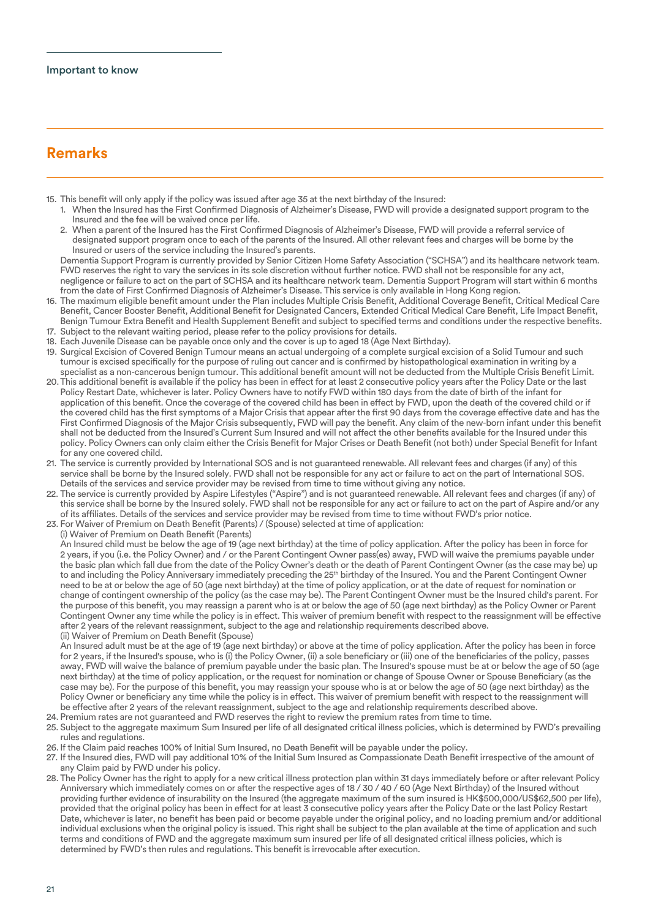Important to know

## Remarks

15. This benefit will only apply if the policy was issued after age 35 at the next birthday of the Insured:
    1. When the Insured has the First Confirmed Diagnosis of Alzheimer's Disease, FWD will provide a designated support program to the Insured and the fee will be waived once per life.
    2. When a parent of the Insured has the First Confirmed Diagnosis of Alzheimer's Disease, FWD will provide a referral service of designated support program once to each of the parents of the Insured. All other relevant fees and charges will be borne by the Insured or users of the service including the Insured's parents.

    Dementia Support Program is currently provided by Senior Citizen Home Safety Association ("SCHSA") and its healthcare network team. FWD reserves the right to vary the services in its sole discretion without further notice. FWD shall not be responsible for any act, negligence or failure to act on the part of SCHSA and its healthcare network team. Dementia Support Program will start within 6 months from the date of First Confirmed Diagnosis of Alzheimer's Disease. This service is only available in Hong Kong region.
16. The maximum eligible benefit amount under the Plan includes Multiple Crisis Benefit, Additional Coverage Benefit, Critical Medical Care Benefit, Cancer Booster Benefit, Additional Benefit for Designated Cancers, Extended Critical Medical Care Benefit, Life Impact Benefit, Benign Tumour Extra Benefit and Health Supplement Benefit and subject to specified terms and conditions under the respective benefits.
17. Subject to the relevant waiting period, please refer to the policy provisions for details.
18. Each Juvenile Disease can be payable once only and the cover is up to aged 18 (Age Next Birthday).
19. Surgical Excision of Covered Benign Tumour means an actual undergoing of a complete surgical excision of a Solid Tumour and such tumour is excised specifically for the purpose of ruling out cancer and is confirmed by histopathological examination in writing by a specialist as a non-cancerous benign tumour. This additional benefit amount will not be deducted from the Multiple Crisis Benefit Limit.
20. This additional benefit is available if the policy has been in effect for at least 2 consecutive policy years after the Policy Date or the last Policy Restart Date, whichever is later. Policy Owners have to notify FWD within 180 days from the date of birth of the infant for application of this benefit. Once the coverage of the covered child has been in effect by FWD, upon the death of the covered child or if the covered child has the first symptoms of a Major Crisis that appear after the first 90 days from the coverage effective date and has the First Confirmed Diagnosis of the Major Crisis subsequently, FWD will pay the benefit. Any claim of the new-born infant under this benefit shall not be deducted from the Insured's Current Sum Insured and will not affect the other benefits available for the Insured under this policy. Policy Owners can only claim either the Crisis Benefit for Major Crises or Death Benefit (not both) under Special Benefit for Infant for any one covered child.
21. The service is currently provided by International SOS and is not guaranteed renewable. All relevant fees and charges (if any) of this service shall be borne by the Insured solely. FWD shall not be responsible for any act or failure to act on the part of International SOS. Details of the services and service provider may be revised from time to time without giving any notice.
22. The service is currently provided by Aspire Lifestyles ("Aspire") and is not guaranteed renewable. All relevant fees and charges (if any) of this service shall be borne by the Insured solely. FWD shall not be responsible for any act or failure to act on the part of Aspire and/or any of its affiliates. Details of the services and service provider may be revised from time to time without FWD's prior notice.
23. For Waiver of Premium on Death Benefit (Parents) / (Spouse) selected at time of application:

    (i) Waiver of Premium on Death Benefit (Parents)

    An Insured child must be below the age of 19 (age next birthday) at the time of policy application. After the policy has been in force for 2 years, if you (i.e. the Policy Owner) and / or the Parent Contingent Owner pass(es) away, FWD will waive the premiums payable under the basic plan which fall due from the date of the Policy Owner's death or the death of Parent Contingent Owner (as the case may be) up to and including the Policy Anniversary immediately preceding the 25th birthday of the Insured. You and the Parent Contingent Owner need to be at or below the age of 50 (age next birthday) at the time of policy application, or at the date of request for nomination or change of contingent ownership of the policy (as the case may be). The Parent Contingent Owner must be the Insured child's parent. For the purpose of this benefit, you may reassign a parent who is at or below the age of 50 (age next birthday) as the Policy Owner or Parent Contingent Owner any time while the policy is in effect. This waiver of premium benefit with respect to the reassignment will be effective after 2 years of the relevant reassignment, subject to the age and relationship requirements described above.

    (ii) Waiver of Premium on Death Benefit (Spouse)

    An Insured adult must be at the age of 19 (age next birthday) or above at the time of policy application. After the policy has been in force for 2 years, if the Insured's spouse, who is (i) the Policy Owner, (ii) a sole beneficiary or (iii) one of the beneficiaries of the policy, passes away, FWD will waive the balance of premium payable under the basic plan. The Insured's spouse must be at or below the age of 50 (age next birthday) at the time of policy application, or the request for nomination or change of Spouse Owner or Spouse Beneficiary (as the case may be). For the purpose of this benefit, you may reassign your spouse who is at or below the age of 50 (age next birthday) as the Policy Owner or beneficiary any time while the policy is in effect. This waiver of premium benefit with respect to the reassignment will be effective after 2 years of the relevant reassignment, subject to the age and relationship requirements described above.
24. Premium rates are not guaranteed and FWD reserves the right to review the premium rates from time to time.
25. Subject to the aggregate maximum Sum Insured per life of all designated critical illness policies, which is determined by FWD's prevailing rules and regulations.
26. If the Claim paid reaches 100% of Initial Sum Insured, no Death Benefit will be payable under the policy.
27. If the Insured dies, FWD will pay additional 10% of the Initial Sum Insured as Compassionate Death Benefit irrespective of the amount of any Claim paid by FWD under his policy.
28. The Policy Owner has the right to apply for a new critical illness protection plan within 31 days immediately before or after relevant Policy Anniversary which immediately comes on or after the respective ages of 18 / 30 / 40 / 60 (Age Next Birthday) of the Insured without providing further evidence of insurability on the Insured (the aggregate maximum of the sum insured is HK$500,000/US$62,500 per life), provided that the original policy has been in effect for at least 3 consecutive policy years after the Policy Date or the last Policy Restart Date, whichever is later, no benefit has been paid or become payable under the original policy, and no loading premium and/or additional individual exclusions when the original policy is issued. This right shall be subject to the plan available at the time of application and such terms and conditions of FWD and the aggregate maximum sum insured per life of all designated critical illness policies, which is determined by FWD's then rules and regulations. This benefit is irrevocable after execution.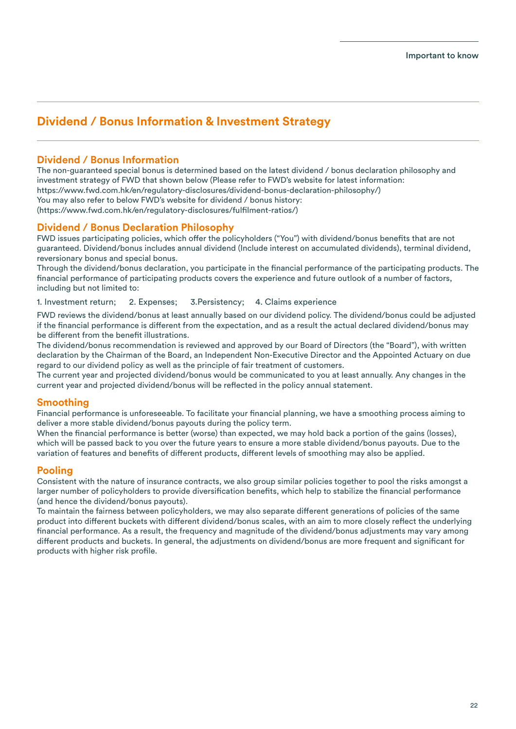# Dividend / Bonus Information & Investment Strategy

## Dividend / Bonus Information

The non-guaranteed special bonus is determined based on the latest dividend / bonus declaration philosophy and investment strategy of FWD that shown below (Please refer to FWD's website for latest information: https://www.fwd.com.hk/en/regulatory-disclosures/dividend-bonus-declaration-philosophy/)
You may also refer to below FWD's website for dividend / bonus history: (https://www.fwd.com.hk/en/regulatory-disclosures/fulfilment-ratios/)

## Dividend / Bonus Declaration Philosophy

FWD issues participating policies, which offer the policyholders ("You") with dividend/bonus benefits that are not guaranteed. Dividend/bonus includes annual dividend (Include interest on accumulated dividends), terminal dividend, reversionary bonus and special bonus.
Through the dividend/bonus declaration, you participate in the financial performance of the participating products. The financial performance of participating products covers the experience and future outlook of a number of factors, including but not limited to:

1. Investment return; 2. Expenses; 3.Persistency; 4. Claims experience

FWD reviews the dividend/bonus at least annually based on our dividend policy. The dividend/bonus could be adjusted if the financial performance is different from the expectation, and as a result the actual declared dividend/bonus may be different from the benefit illustrations.
The dividend/bonus recommendation is reviewed and approved by our Board of Directors (the "Board"), with written declaration by the Chairman of the Board, an Independent Non-Executive Director and the Appointed Actuary on due regard to our dividend policy as well as the principle of fair treatment of customers.
The current year and projected dividend/bonus would be communicated to you at least annually. Any changes in the current year and projected dividend/bonus will be reflected in the policy annual statement.

## Smoothing

Financial performance is unforeseeable. To facilitate your financial planning, we have a smoothing process aiming to deliver a more stable dividend/bonus payouts during the policy term.
When the financial performance is better (worse) than expected, we may hold back a portion of the gains (losses), which will be passed back to you over the future years to ensure a more stable dividend/bonus payouts. Due to the variation of features and benefits of different products, different levels of smoothing may also be applied.

## Pooling

Consistent with the nature of insurance contracts, we also group similar policies together to pool the risks amongst a larger number of policyholders to provide diversification benefits, which help to stabilize the financial performance (and hence the dividend/bonus payouts).
To maintain the fairness between policyholders, we may also separate different generations of policies of the same product into different buckets with different dividend/bonus scales, with an aim to more closely reflect the underlying financial performance. As a result, the frequency and magnitude of the dividend/bonus adjustments may vary among different products and buckets. In general, the adjustments on dividend/bonus are more frequent and significant for products with higher risk profile.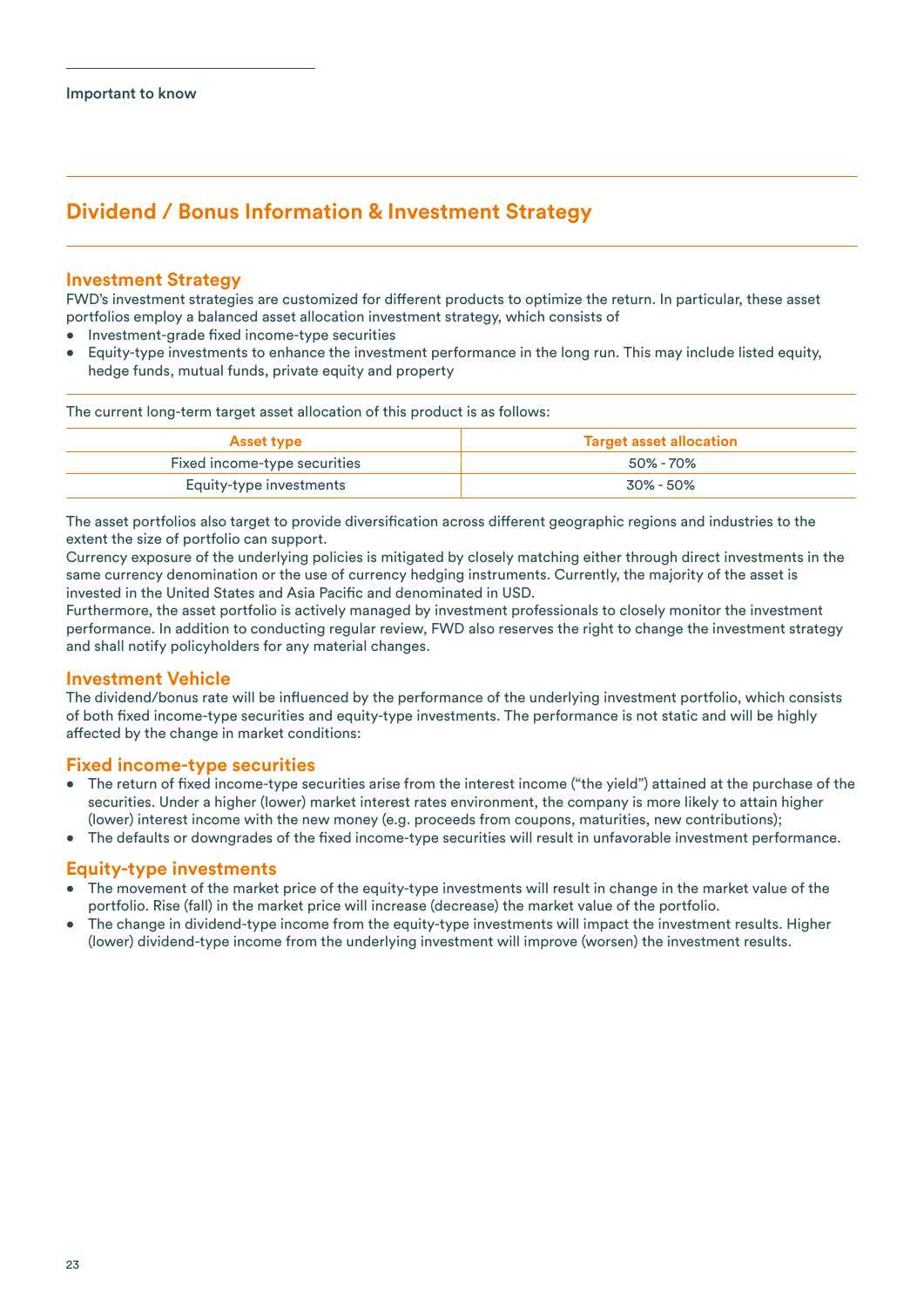Important to know

# Dividend / Bonus Information & Investment Strategy

## Investment Strategy

FWD's investment strategies are customized for different products to optimize the return. In particular, these asset portfolios employ a balanced asset allocation investment strategy, which consists of

- Investment-grade fixed income-type securities
- Equity-type investments to enhance the investment performance in the long run. This may include listed equity, hedge funds, mutual funds, private equity and property

The current long-term target asset allocation of this product is as follows:

| Asset type | Target asset allocation |
|---|---|
| Fixed income-type securities | 50% - 70% |
| Equity-type investments | 30% - 50% |

The asset portfolios also target to provide diversification across different geographic regions and industries to the extent the size of portfolio can support.

Currency exposure of the underlying policies is mitigated by closely matching either through direct investments in the same currency denomination or the use of currency hedging instruments. Currently, the majority of the asset is invested in the United States and Asia Pacific and denominated in USD.

Furthermore, the asset portfolio is actively managed by investment professionals to closely monitor the investment performance. In addition to conducting regular review, FWD also reserves the right to change the investment strategy and shall notify policyholders for any material changes.

## Investment Vehicle

The dividend/bonus rate will be influenced by the performance of the underlying investment portfolio, which consists of both fixed income-type securities and equity-type investments. The performance is not static and will be highly affected by the change in market conditions:

## Fixed income-type securities

- The return of fixed income-type securities arise from the interest income ("the yield") attained at the purchase of the securities. Under a higher (lower) market interest rates environment, the company is more likely to attain higher (lower) interest income with the new money (e.g. proceeds from coupons, maturities, new contributions);
- The defaults or downgrades of the fixed income-type securities will result in unfavorable investment performance.

## Equity-type investments

- The movement of the market price of the equity-type investments will result in change in the market value of the portfolio. Rise (fall) in the market price will increase (decrease) the market value of the portfolio.
- The change in dividend-type income from the equity-type investments will impact the investment results. Higher (lower) dividend-type income from the underlying investment will improve (worsen) the investment results.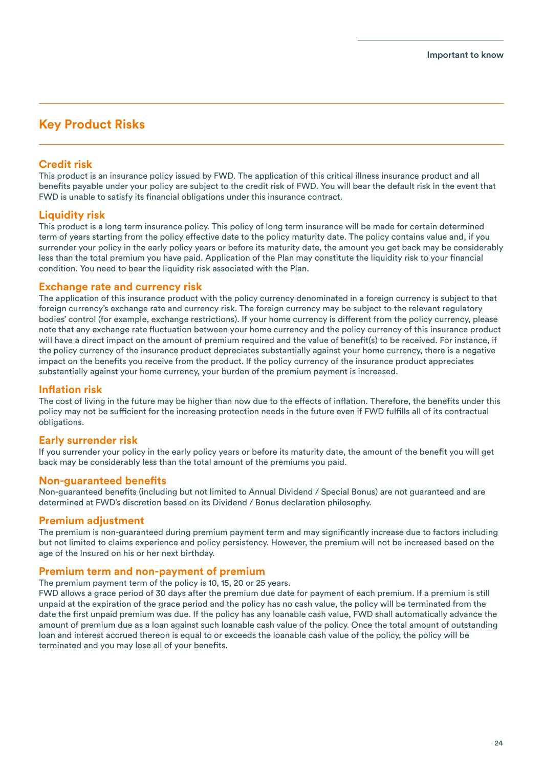## Key Product Risks

### Credit risk

This product is an insurance policy issued by FWD. The application of this critical illness insurance product and all benefits payable under your policy are subject to the credit risk of FWD. You will bear the default risk in the event that FWD is unable to satisfy its financial obligations under this insurance contract.

### Liquidity risk

This product is a long term insurance policy. This policy of long term insurance will be made for certain determined term of years starting from the policy effective date to the policy maturity date. The policy contains value and, if you surrender your policy in the early policy years or before its maturity date, the amount you get back may be considerably less than the total premium you have paid. Application of the Plan may constitute the liquidity risk to your financial condition. You need to bear the liquidity risk associated with the Plan.

### Exchange rate and currency risk

The application of this insurance product with the policy currency denominated in a foreign currency is subject to that foreign currency's exchange rate and currency risk. The foreign currency may be subject to the relevant regulatory bodies' control (for example, exchange restrictions). If your home currency is different from the policy currency, please note that any exchange rate fluctuation between your home currency and the policy currency of this insurance product will have a direct impact on the amount of premium required and the value of benefit(s) to be received. For instance, if the policy currency of the insurance product depreciates substantially against your home currency, there is a negative impact on the benefits you receive from the product. If the policy currency of the insurance product appreciates substantially against your home currency, your burden of the premium payment is increased.

### Inflation risk

The cost of living in the future may be higher than now due to the effects of inflation. Therefore, the benefits under this policy may not be sufficient for the increasing protection needs in the future even if FWD fulfills all of its contractual obligations.

### Early surrender risk

If you surrender your policy in the early policy years or before its maturity date, the amount of the benefit you will get back may be considerably less than the total amount of the premiums you paid.

### Non-guaranteed benefits

Non-guaranteed benefits (including but not limited to Annual Dividend / Special Bonus) are not guaranteed and are determined at FWD's discretion based on its Dividend / Bonus declaration philosophy.

### Premium adjustment

The premium is non-guaranteed during premium payment term and may significantly increase due to factors including but not limited to claims experience and policy persistency. However, the premium will not be increased based on the age of the Insured on his or her next birthday.

### Premium term and non-payment of premium

The premium payment term of the policy is 10, 15, 20 or 25 years.

FWD allows a grace period of 30 days after the premium due date for payment of each premium. If a premium is still unpaid at the expiration of the grace period and the policy has no cash value, the policy will be terminated from the date the first unpaid premium was due. If the policy has any loanable cash value, FWD shall automatically advance the amount of premium due as a loan against such loanable cash value of the policy. Once the total amount of outstanding loan and interest accrued thereon is equal to or exceeds the loanable cash value of the policy, the policy will be terminated and you may lose all of your benefits.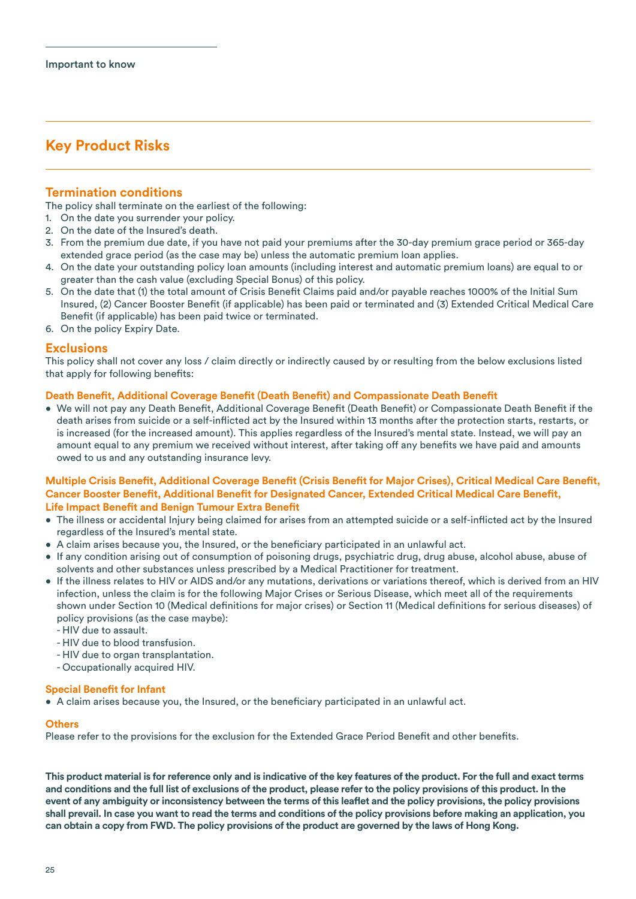Important to know

## Key Product Risks

### Termination conditions

The policy shall terminate on the earliest of the following:

1. On the date you surrender your policy.
2. On the date of the Insured's death.
3. From the premium due date, if you have not paid your premiums after the 30-day premium grace period or 365-day extended grace period (as the case may be) unless the automatic premium loan applies.
4. On the date your outstanding policy loan amounts (including interest and automatic premium loans) are equal to or greater than the cash value (excluding Special Bonus) of this policy.
5. On the date that (1) the total amount of Crisis Benefit Claims paid and/or payable reaches 1000% of the Initial Sum Insured, (2) Cancer Booster Benefit (if applicable) has been paid or terminated and (3) Extended Critical Medical Care Benefit (if applicable) has been paid twice or terminated.
6. On the policy Expiry Date.

### Exclusions

This policy shall not cover any loss / claim directly or indirectly caused by or resulting from the below exclusions listed that apply for following benefits:

#### Death Benefit, Additional Coverage Benefit (Death Benefit) and Compassionate Death Benefit

- We will not pay any Death Benefit, Additional Coverage Benefit (Death Benefit) or Compassionate Death Benefit if the death arises from suicide or a self-inflicted act by the Insured within 13 months after the protection starts, restarts, or is increased (for the increased amount). This applies regardless of the Insured's mental state. Instead, we will pay an amount equal to any premium we received without interest, after taking off any benefits we have paid and amounts owed to us and any outstanding insurance levy.

#### Multiple Crisis Benefit, Additional Coverage Benefit (Crisis Benefit for Major Crises), Critical Medical Care Benefit, Cancer Booster Benefit, Additional Benefit for Designated Cancer, Extended Critical Medical Care Benefit, Life Impact Benefit and Benign Tumour Extra Benefit

- The illness or accidental Injury being claimed for arises from an attempted suicide or a self-inflicted act by the Insured regardless of the Insured's mental state.
- A claim arises because you, the Insured, or the beneficiary participated in an unlawful act.
- If any condition arising out of consumption of poisoning drugs, psychiatric drug, drug abuse, alcohol abuse, abuse of solvents and other substances unless prescribed by a Medical Practitioner for treatment.
- If the illness relates to HIV or AIDS and/or any mutations, derivations or variations thereof, which is derived from an HIV infection, unless the claim is for the following Major Crises or Serious Disease, which meet all of the requirements shown under Section 10 (Medical definitions for major crises) or Section 11 (Medical definitions for serious diseases) of policy provisions (as the case maybe):
  - HIV due to assault.
  - HIV due to blood transfusion.
  - HIV due to organ transplantation.
  - Occupationally acquired HIV.

#### Special Benefit for Infant

- A claim arises because you, the Insured, or the beneficiary participated in an unlawful act.

#### Others

Please refer to the provisions for the exclusion for the Extended Grace Period Benefit and other benefits.

**This product material is for reference only and is indicative of the key features of the product. For the full and exact terms and conditions and the full list of exclusions of the product, please refer to the policy provisions of this product. In the event of any ambiguity or inconsistency between the terms of this leaflet and the policy provisions, the policy provisions shall prevail. In case you want to read the terms and conditions of the policy provisions before making an application, you can obtain a copy from FWD. The policy provisions of the product are governed by the laws of Hong Kong.**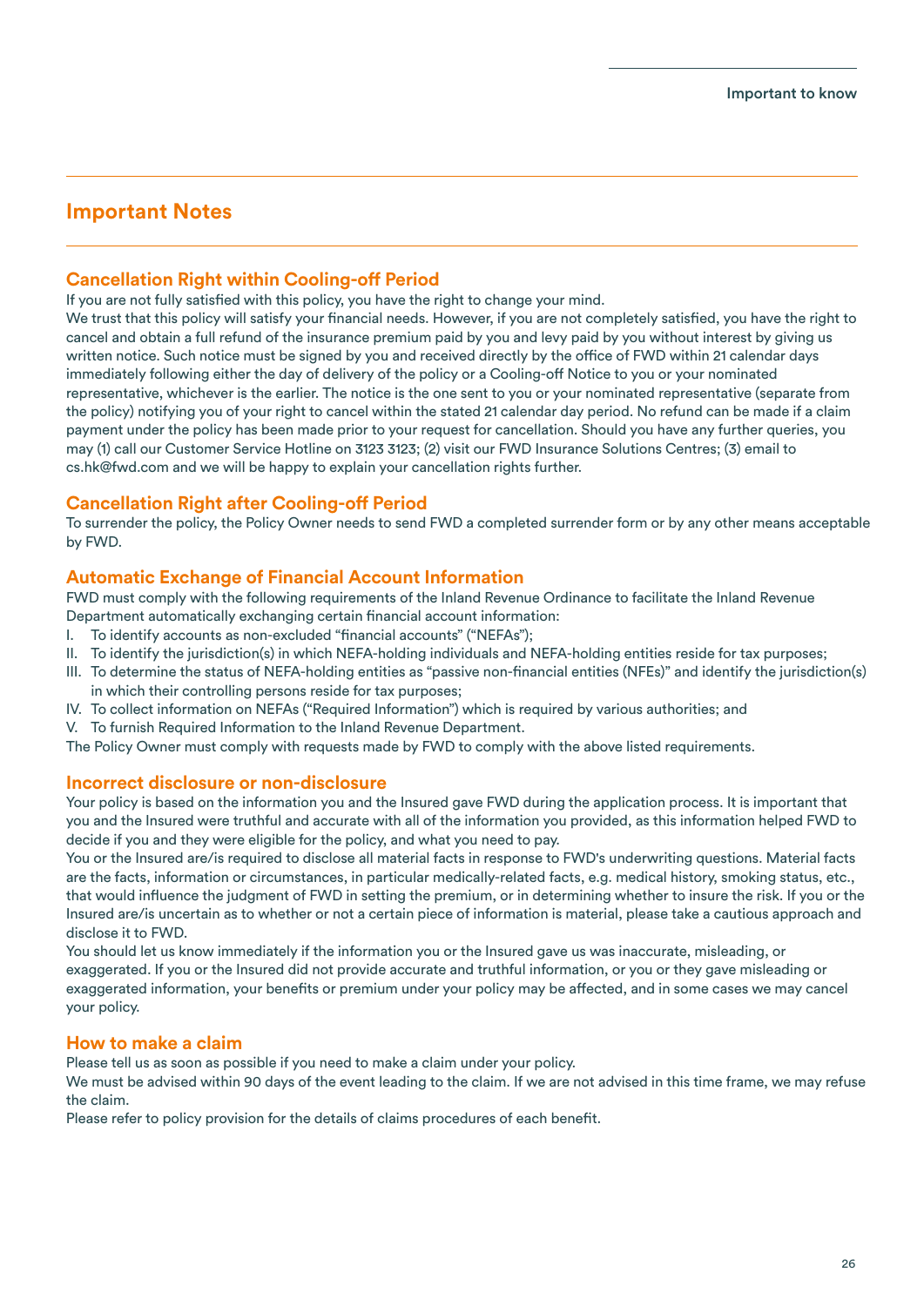## Important Notes

### Cancellation Right within Cooling-off Period

If you are not fully satisfied with this policy, you have the right to change your mind.
We trust that this policy will satisfy your financial needs. However, if you are not completely satisfied, you have the right to cancel and obtain a full refund of the insurance premium paid by you and levy paid by you without interest by giving us written notice. Such notice must be signed by you and received directly by the office of FWD within 21 calendar days immediately following either the day of delivery of the policy or a Cooling-off Notice to you or your nominated representative, whichever is the earlier. The notice is the one sent to you or your nominated representative (separate from the policy) notifying you of your right to cancel within the stated 21 calendar day period. No refund can be made if a claim payment under the policy has been made prior to your request for cancellation. Should you have any further queries, you may (1) call our Customer Service Hotline on 3123 3123; (2) visit our FWD Insurance Solutions Centres; (3) email to cs.hk@fwd.com and we will be happy to explain your cancellation rights further.

### Cancellation Right after Cooling-off Period

To surrender the policy, the Policy Owner needs to send FWD a completed surrender form or by any other means acceptable by FWD.

### Automatic Exchange of Financial Account Information

FWD must comply with the following requirements of the Inland Revenue Ordinance to facilitate the Inland Revenue Department automatically exchanging certain financial account information:

I. To identify accounts as non-excluded "financial accounts" ("NEFAs");
II. To identify the jurisdiction(s) in which NEFA-holding individuals and NEFA-holding entities reside for tax purposes;
III. To determine the status of NEFA-holding entities as "passive non-financial entities (NFEs)" and identify the jurisdiction(s) in which their controlling persons reside for tax purposes;
IV. To collect information on NEFAs ("Required Information") which is required by various authorities; and
V. To furnish Required Information to the Inland Revenue Department.

The Policy Owner must comply with requests made by FWD to comply with the above listed requirements.

### Incorrect disclosure or non-disclosure

Your policy is based on the information you and the Insured gave FWD during the application process. It is important that you and the Insured were truthful and accurate with all of the information you provided, as this information helped FWD to decide if you and they were eligible for the policy, and what you need to pay.
You or the Insured are/is required to disclose all material facts in response to FWD's underwriting questions. Material facts are the facts, information or circumstances, in particular medically-related facts, e.g. medical history, smoking status, etc., that would influence the judgment of FWD in setting the premium, or in determining whether to insure the risk. If you or the Insured are/is uncertain as to whether or not a certain piece of information is material, please take a cautious approach and disclose it to FWD.
You should let us know immediately if the information you or the Insured gave us was inaccurate, misleading, or exaggerated. If you or the Insured did not provide accurate and truthful information, or you or they gave misleading or exaggerated information, your benefits or premium under your policy may be affected, and in some cases we may cancel your policy.

### How to make a claim

Please tell us as soon as possible if you need to make a claim under your policy.
We must be advised within 90 days of the event leading to the claim. If we are not advised in this time frame, we may refuse the claim.
Please refer to policy provision for the details of claims procedures of each benefit.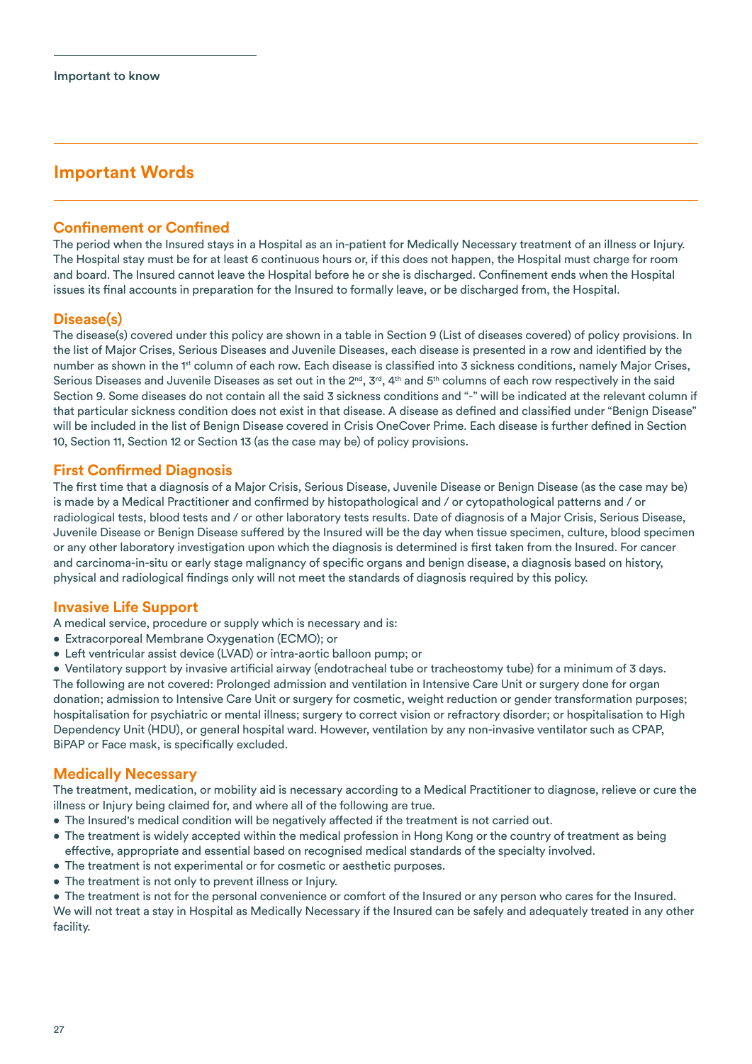Important to know

## Important Words

### Confinement or Confined

The period when the Insured stays in a Hospital as an in-patient for Medically Necessary treatment of an illness or Injury. The Hospital stay must be for at least 6 continuous hours or, if this does not happen, the Hospital must charge for room and board. The Insured cannot leave the Hospital before he or she is discharged. Confinement ends when the Hospital issues its final accounts in preparation for the Insured to formally leave, or be discharged from, the Hospital.

### Disease(s)

The disease(s) covered under this policy are shown in a table in Section 9 (List of diseases covered) of policy provisions. In the list of Major Crises, Serious Diseases and Juvenile Diseases, each disease is presented in a row and identified by the number as shown in the 1st column of each row. Each disease is classified into 3 sickness conditions, namely Major Crises, Serious Diseases and Juvenile Diseases as set out in the 2nd, 3rd, 4th and 5th columns of each row respectively in the said Section 9. Some diseases do not contain all the said 3 sickness conditions and "-" will be indicated at the relevant column if that particular sickness condition does not exist in that disease. A disease as defined and classified under "Benign Disease" will be included in the list of Benign Disease covered in Crisis OneCover Prime. Each disease is further defined in Section 10, Section 11, Section 12 or Section 13 (as the case may be) of policy provisions.

### First Confirmed Diagnosis

The first time that a diagnosis of a Major Crisis, Serious Disease, Juvenile Disease or Benign Disease (as the case may be) is made by a Medical Practitioner and confirmed by histopathological and / or cytopathological patterns and / or radiological tests, blood tests and / or other laboratory tests results. Date of diagnosis of a Major Crisis, Serious Disease, Juvenile Disease or Benign Disease suffered by the Insured will be the day when tissue specimen, culture, blood specimen or any other laboratory investigation upon which the diagnosis is determined is first taken from the Insured. For cancer and carcinoma-in-situ or early stage malignancy of specific organs and benign disease, a diagnosis based on history, physical and radiological findings only will not meet the standards of diagnosis required by this policy.

### Invasive Life Support

A medical service, procedure or supply which is necessary and is:

- Extracorporeal Membrane Oxygenation (ECMO); or
- Left ventricular assist device (LVAD) or intra-aortic balloon pump; or
- Ventilatory support by invasive artificial airway (endotracheal tube or tracheostomy tube) for a minimum of 3 days.

The following are not covered: Prolonged admission and ventilation in Intensive Care Unit or surgery done for organ donation; admission to Intensive Care Unit or surgery for cosmetic, weight reduction or gender transformation purposes; hospitalisation for psychiatric or mental illness; surgery to correct vision or refractory disorder; or hospitalisation to High Dependency Unit (HDU), or general hospital ward. However, ventilation by any non-invasive ventilator such as CPAP, BiPAP or Face mask, is specifically excluded.

### Medically Necessary

The treatment, medication, or mobility aid is necessary according to a Medical Practitioner to diagnose, relieve or cure the illness or Injury being claimed for, and where all of the following are true.

- The Insured's medical condition will be negatively affected if the treatment is not carried out.
- The treatment is widely accepted within the medical profession in Hong Kong or the country of treatment as being effective, appropriate and essential based on recognised medical standards of the specialty involved.
- The treatment is not experimental or for cosmetic or aesthetic purposes.
- The treatment is not only to prevent illness or Injury.
- The treatment is not for the personal convenience or comfort of the Insured or any person who cares for the Insured.

We will not treat a stay in Hospital as Medically Necessary if the Insured can be safely and adequately treated in any other facility.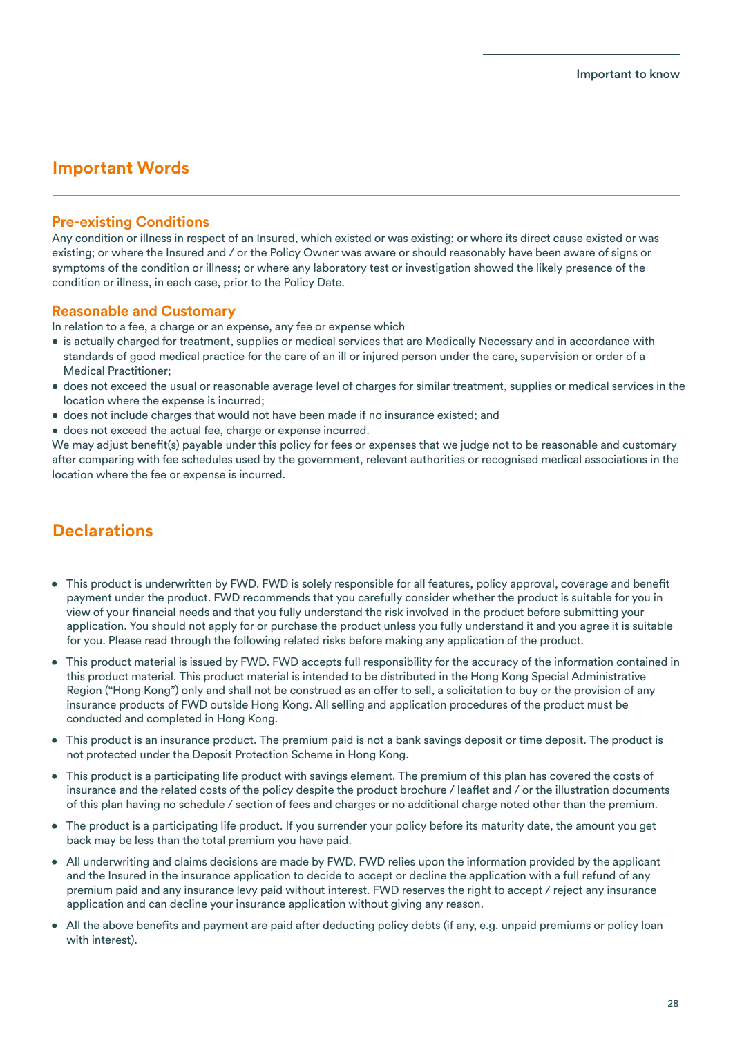## Important Words

### Pre-existing Conditions

Any condition or illness in respect of an Insured, which existed or was existing; or where its direct cause existed or was existing; or where the Insured and / or the Policy Owner was aware or should reasonably have been aware of signs or symptoms of the condition or illness; or where any laboratory test or investigation showed the likely presence of the condition or illness, in each case, prior to the Policy Date.

### Reasonable and Customary

In relation to a fee, a charge or an expense, any fee or expense which

- is actually charged for treatment, supplies or medical services that are Medically Necessary and in accordance with standards of good medical practice for the care of an ill or injured person under the care, supervision or order of a Medical Practitioner;
- does not exceed the usual or reasonable average level of charges for similar treatment, supplies or medical services in the location where the expense is incurred;
- does not include charges that would not have been made if no insurance existed; and
- does not exceed the actual fee, charge or expense incurred.

We may adjust benefit(s) payable under this policy for fees or expenses that we judge not to be reasonable and customary after comparing with fee schedules used by the government, relevant authorities or recognised medical associations in the location where the fee or expense is incurred.

## Declarations

- This product is underwritten by FWD. FWD is solely responsible for all features, policy approval, coverage and benefit payment under the product. FWD recommends that you carefully consider whether the product is suitable for you in view of your financial needs and that you fully understand the risk involved in the product before submitting your application. You should not apply for or purchase the product unless you fully understand it and you agree it is suitable for you. Please read through the following related risks before making any application of the product.
- This product material is issued by FWD. FWD accepts full responsibility for the accuracy of the information contained in this product material. This product material is intended to be distributed in the Hong Kong Special Administrative Region ("Hong Kong") only and shall not be construed as an offer to sell, a solicitation to buy or the provision of any insurance products of FWD outside Hong Kong. All selling and application procedures of the product must be conducted and completed in Hong Kong.
- This product is an insurance product. The premium paid is not a bank savings deposit or time deposit. The product is not protected under the Deposit Protection Scheme in Hong Kong.
- This product is a participating life product with savings element. The premium of this plan has covered the costs of insurance and the related costs of the policy despite the product brochure / leaflet and / or the illustration documents of this plan having no schedule / section of fees and charges or no additional charge noted other than the premium.
- The product is a participating life product. If you surrender your policy before its maturity date, the amount you get back may be less than the total premium you have paid.
- All underwriting and claims decisions are made by FWD. FWD relies upon the information provided by the applicant and the Insured in the insurance application to decide to accept or decline the application with a full refund of any premium paid and any insurance levy paid without interest. FWD reserves the right to accept / reject any insurance application and can decline your insurance application without giving any reason.
- All the above benefits and payment are paid after deducting policy debts (if any, e.g. unpaid premiums or policy loan with interest).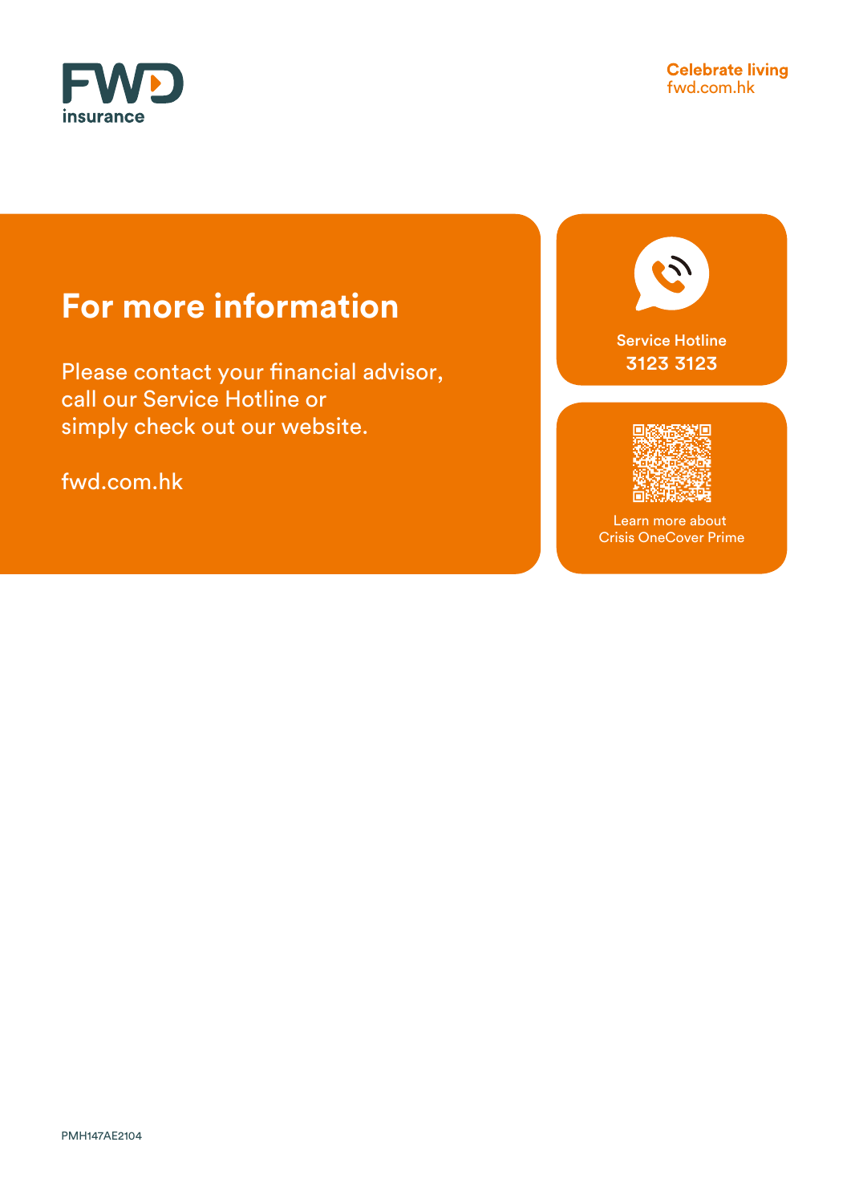FWD insurance

Celebrate living
fwd.com.hk

## For more information

Please contact your financial advisor, call our Service Hotline or simply check out our website.

fwd.com.hk

Service Hotline
**3123 3123**

Learn more about Crisis OneCover Prime

PMH147AE2104